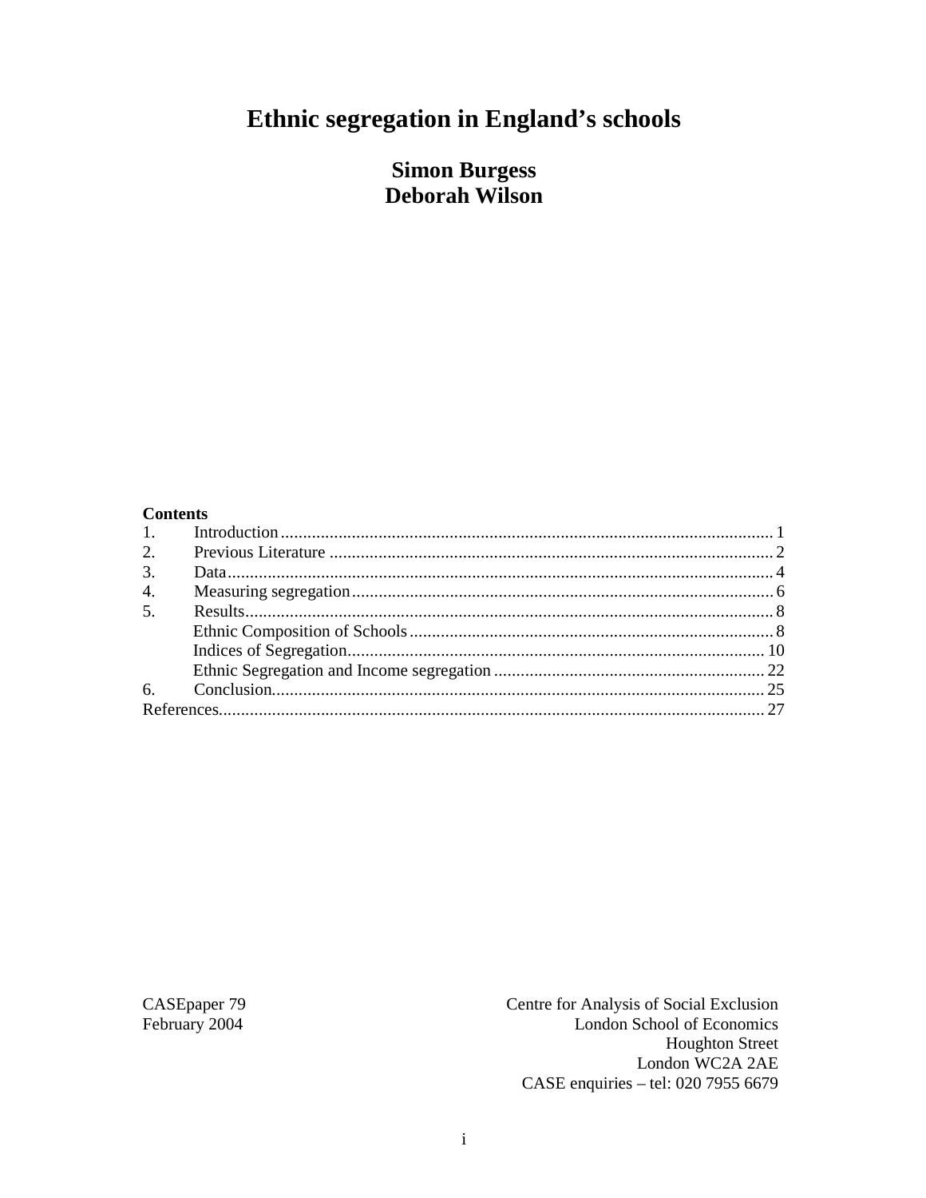# Ethnic segregation in England's schools

**Simon Burgess**
**Deborah Wilson**

**Contents**

1. Introduction ........................................................................................ 1
2. Previous Literature ................................................................................ 2
3. Data ...................................................................................................... 4
4. Measuring segregation .......................................................................... 6
5. Results .................................................................................................. 8
   - Ethnic Composition of Schools ........................................................ 8
   - Indices of Segregation .................................................................... 10
   - Ethnic Segregation and Income segregation .................................. 22
6. Conclusion ........................................................................................... 25

References ............................................................................................... 27

CASEpaper 79
February 2004

Centre for Analysis of Social Exclusion
London School of Economics
Houghton Street
London WC2A 2AE
CASE enquiries – tel: 020 7955 6679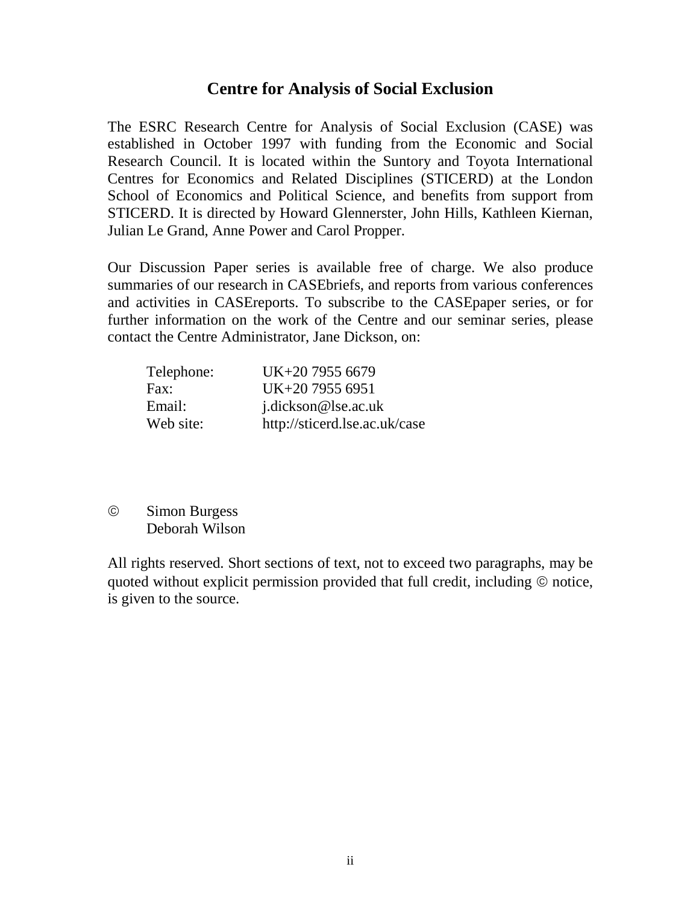# Centre for Analysis of Social Exclusion

The ESRC Research Centre for Analysis of Social Exclusion (CASE) was established in October 1997 with funding from the Economic and Social Research Council. It is located within the Suntory and Toyota International Centres for Economics and Related Disciplines (STICERD) at the London School of Economics and Political Science, and benefits from support from STICERD. It is directed by Howard Glennerster, John Hills, Kathleen Kiernan, Julian Le Grand, Anne Power and Carol Propper.

Our Discussion Paper series is available free of charge. We also produce summaries of our research in CASEbriefs, and reports from various conferences and activities in CASEreports. To subscribe to the CASEpaper series, or for further information on the work of the Centre and our seminar series, please contact the Centre Administrator, Jane Dickson, on:

| | |
|---|---|
| Telephone: | UK+20 7955 6679 |
| Fax: | UK+20 7955 6951 |
| Email: | j.dickson@lse.ac.uk |
| Web site: | http://sticerd.lse.ac.uk/case |

© Simon Burgess
Deborah Wilson

All rights reserved. Short sections of text, not to exceed two paragraphs, may be quoted without explicit permission provided that full credit, including © notice, is given to the source.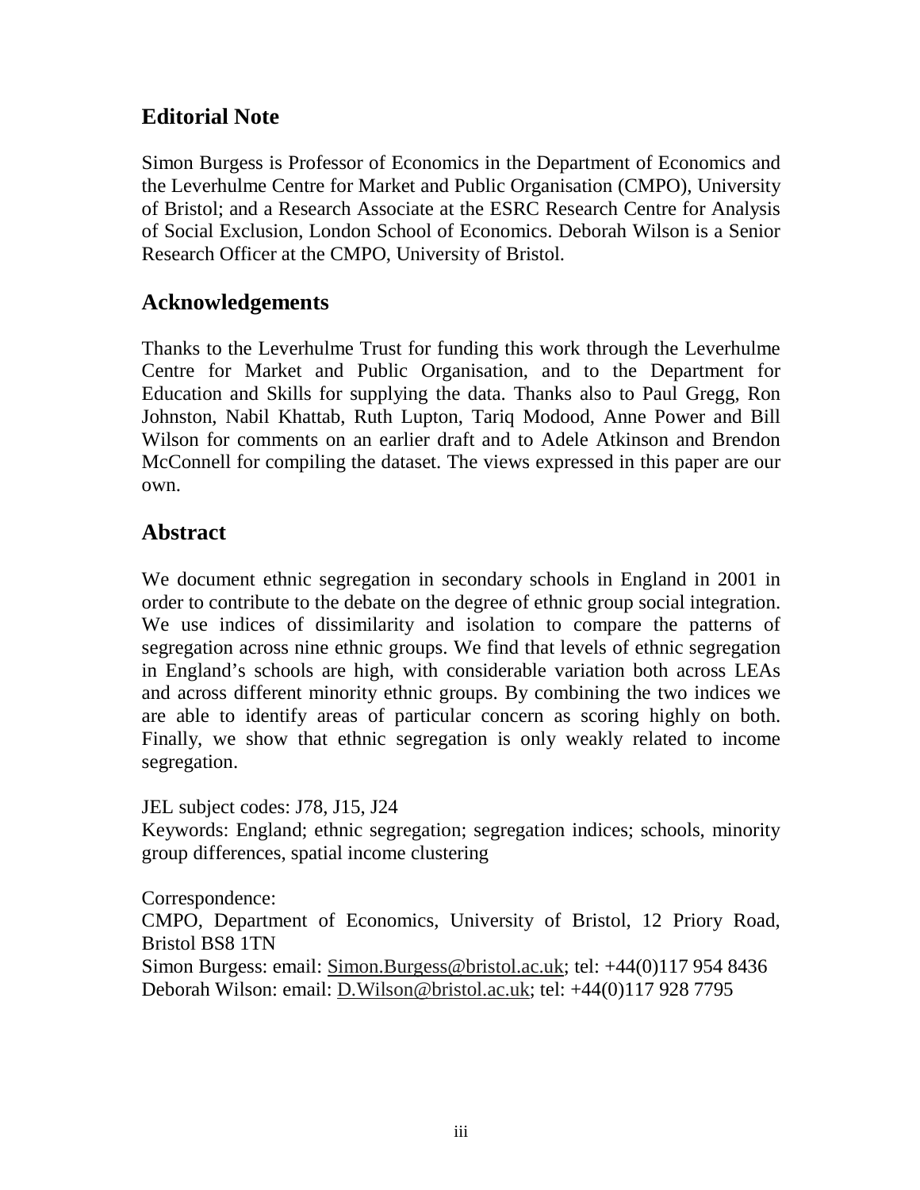## Editorial Note

Simon Burgess is Professor of Economics in the Department of Economics and the Leverhulme Centre for Market and Public Organisation (CMPO), University of Bristol; and a Research Associate at the ESRC Research Centre for Analysis of Social Exclusion, London School of Economics. Deborah Wilson is a Senior Research Officer at the CMPO, University of Bristol.

## Acknowledgements

Thanks to the Leverhulme Trust for funding this work through the Leverhulme Centre for Market and Public Organisation, and to the Department for Education and Skills for supplying the data. Thanks also to Paul Gregg, Ron Johnston, Nabil Khattab, Ruth Lupton, Tariq Modood, Anne Power and Bill Wilson for comments on an earlier draft and to Adele Atkinson and Brendon McConnell for compiling the dataset. The views expressed in this paper are our own.

## Abstract

We document ethnic segregation in secondary schools in England in 2001 in order to contribute to the debate on the degree of ethnic group social integration. We use indices of dissimilarity and isolation to compare the patterns of segregation across nine ethnic groups. We find that levels of ethnic segregation in England's schools are high, with considerable variation both across LEAs and across different minority ethnic groups. By combining the two indices we are able to identify areas of particular concern as scoring highly on both. Finally, we show that ethnic segregation is only weakly related to income segregation.

JEL subject codes: J78, J15, J24
Keywords: England; ethnic segregation; segregation indices; schools, minority group differences, spatial income clustering

Correspondence:
CMPO, Department of Economics, University of Bristol, 12 Priory Road, Bristol BS8 1TN
Simon Burgess: email: Simon.Burgess@bristol.ac.uk; tel: +44(0)117 954 8436
Deborah Wilson: email: D.Wilson@bristol.ac.uk; tel: +44(0)117 928 7795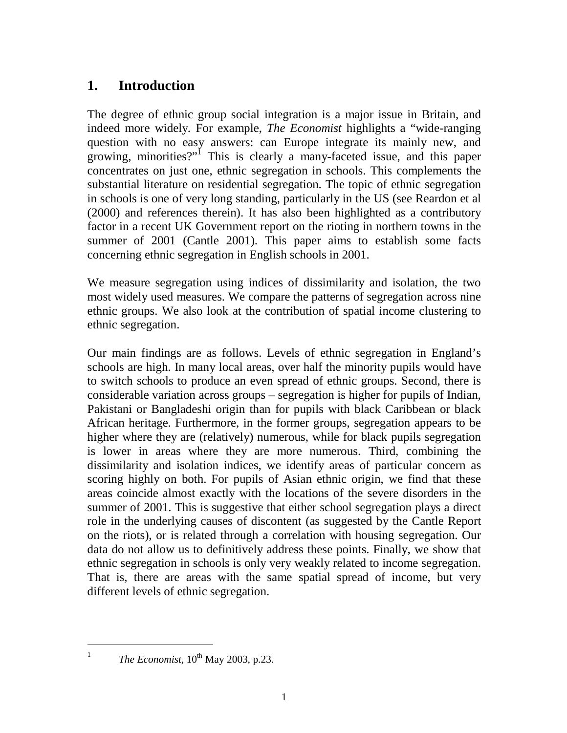# 1. Introduction

The degree of ethnic group social integration is a major issue in Britain, and indeed more widely. For example, *The Economist* highlights a "wide-ranging question with no easy answers: can Europe integrate its mainly new, and growing, minorities?"[1] This is clearly a many-faceted issue, and this paper concentrates on just one, ethnic segregation in schools. This complements the substantial literature on residential segregation. The topic of ethnic segregation in schools is one of very long standing, particularly in the US (see Reardon et al (2000) and references therein). It has also been highlighted as a contributory factor in a recent UK Government report on the rioting in northern towns in the summer of 2001 (Cantle 2001). This paper aims to establish some facts concerning ethnic segregation in English schools in 2001.

We measure segregation using indices of dissimilarity and isolation, the two most widely used measures. We compare the patterns of segregation across nine ethnic groups. We also look at the contribution of spatial income clustering to ethnic segregation.

Our main findings are as follows. Levels of ethnic segregation in England's schools are high. In many local areas, over half the minority pupils would have to switch schools to produce an even spread of ethnic groups. Second, there is considerable variation across groups – segregation is higher for pupils of Indian, Pakistani or Bangladeshi origin than for pupils with black Caribbean or black African heritage. Furthermore, in the former groups, segregation appears to be higher where they are (relatively) numerous, while for black pupils segregation is lower in areas where they are more numerous. Third, combining the dissimilarity and isolation indices, we identify areas of particular concern as scoring highly on both. For pupils of Asian ethnic origin, we find that these areas coincide almost exactly with the locations of the severe disorders in the summer of 2001. This is suggestive that either school segregation plays a direct role in the underlying causes of discontent (as suggested by the Cantle Report on the riots), or is related through a correlation with housing segregation. Our data do not allow us to definitively address these points. Finally, we show that ethnic segregation in schools is only very weakly related to income segregation. That is, there are areas with the same spatial spread of income, but very different levels of ethnic segregation.

[1] *The Economist*, 10th May 2003, p.23.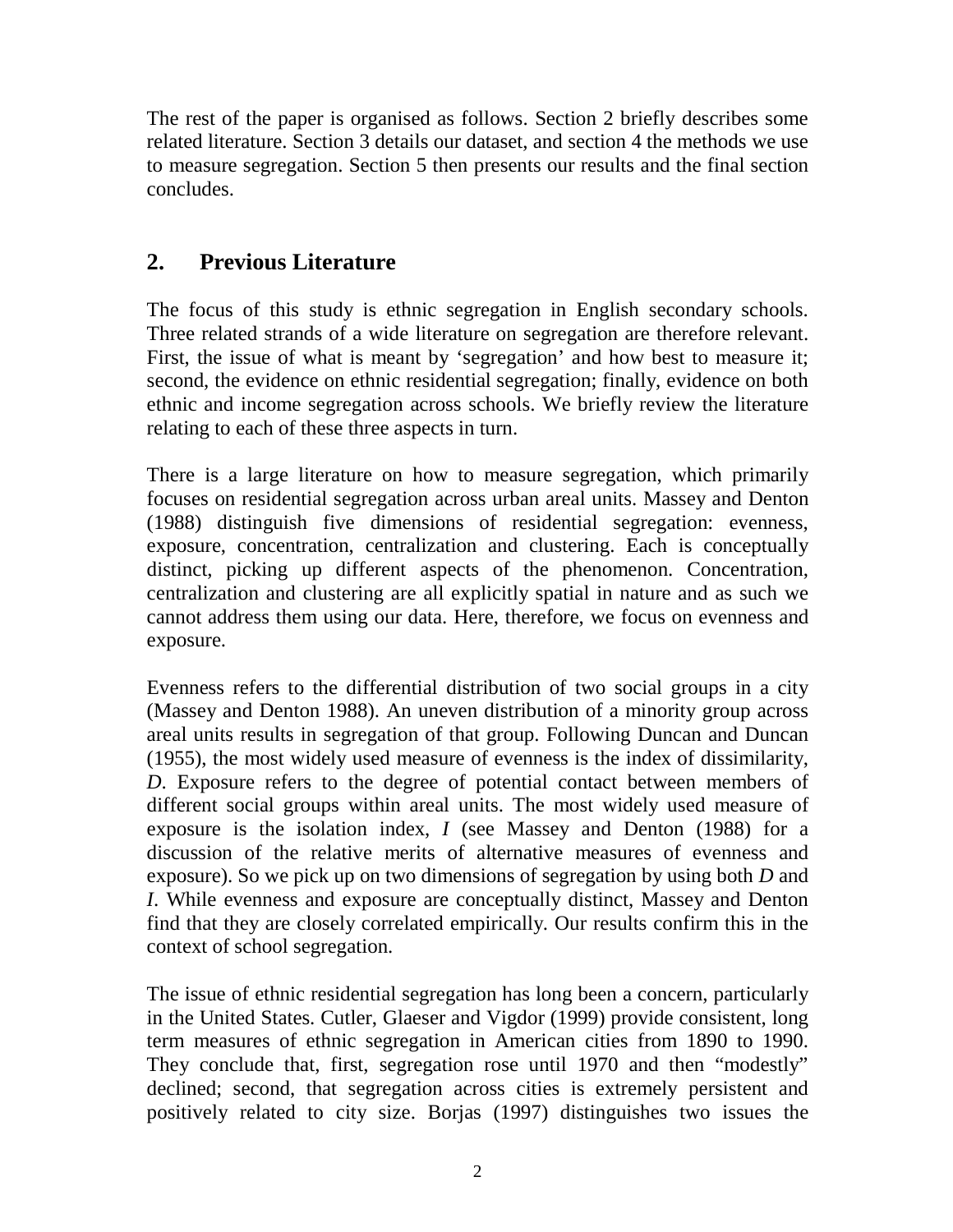The rest of the paper is organised as follows. Section 2 briefly describes some related literature. Section 3 details our dataset, and section 4 the methods we use to measure segregation. Section 5 then presents our results and the final section concludes.

## 2. Previous Literature

The focus of this study is ethnic segregation in English secondary schools. Three related strands of a wide literature on segregation are therefore relevant. First, the issue of what is meant by 'segregation' and how best to measure it; second, the evidence on ethnic residential segregation; finally, evidence on both ethnic and income segregation across schools. We briefly review the literature relating to each of these three aspects in turn.

There is a large literature on how to measure segregation, which primarily focuses on residential segregation across urban areal units. Massey and Denton (1988) distinguish five dimensions of residential segregation: evenness, exposure, concentration, centralization and clustering. Each is conceptually distinct, picking up different aspects of the phenomenon. Concentration, centralization and clustering are all explicitly spatial in nature and as such we cannot address them using our data. Here, therefore, we focus on evenness and exposure.

Evenness refers to the differential distribution of two social groups in a city (Massey and Denton 1988). An uneven distribution of a minority group across areal units results in segregation of that group. Following Duncan and Duncan (1955), the most widely used measure of evenness is the index of dissimilarity, *D*. Exposure refers to the degree of potential contact between members of different social groups within areal units. The most widely used measure of exposure is the isolation index, *I* (see Massey and Denton (1988) for a discussion of the relative merits of alternative measures of evenness and exposure). So we pick up on two dimensions of segregation by using both *D* and *I*. While evenness and exposure are conceptually distinct, Massey and Denton find that they are closely correlated empirically. Our results confirm this in the context of school segregation.

The issue of ethnic residential segregation has long been a concern, particularly in the United States. Cutler, Glaeser and Vigdor (1999) provide consistent, long term measures of ethnic segregation in American cities from 1890 to 1990. They conclude that, first, segregation rose until 1970 and then "modestly" declined; second, that segregation across cities is extremely persistent and positively related to city size. Borjas (1997) distinguishes two issues the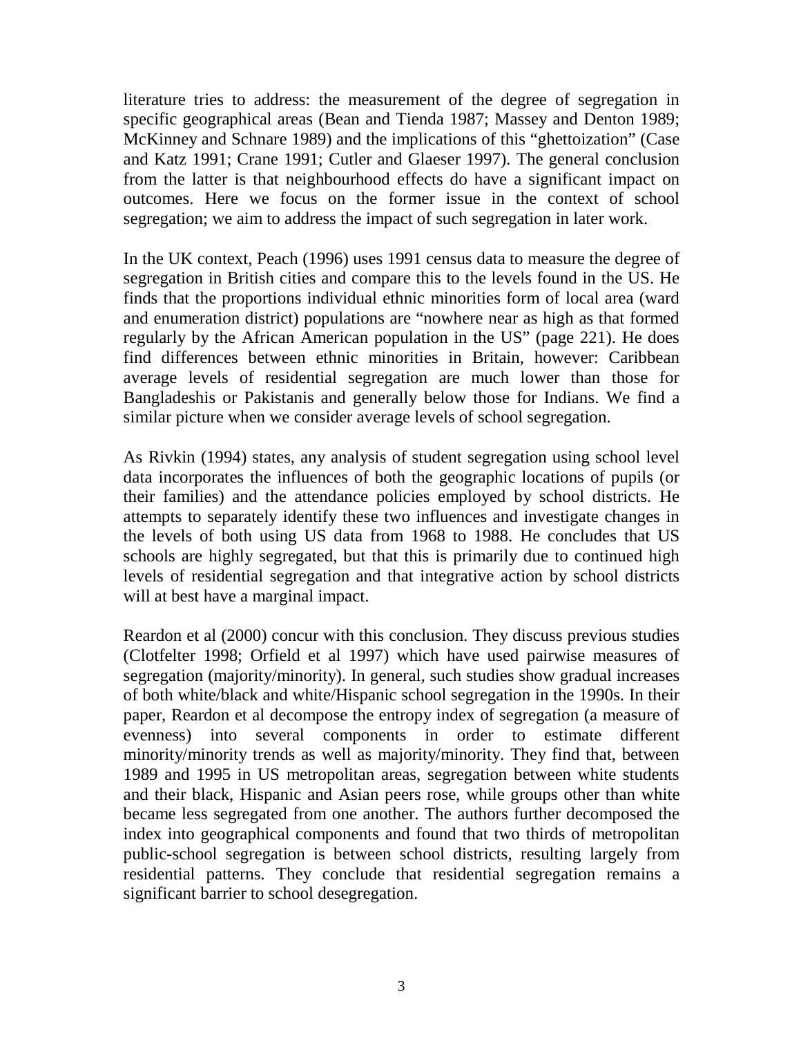literature tries to address: the measurement of the degree of segregation in specific geographical areas (Bean and Tienda 1987; Massey and Denton 1989; McKinney and Schnare 1989) and the implications of this "ghettoization" (Case and Katz 1991; Crane 1991; Cutler and Glaeser 1997). The general conclusion from the latter is that neighbourhood effects do have a significant impact on outcomes. Here we focus on the former issue in the context of school segregation; we aim to address the impact of such segregation in later work.

In the UK context, Peach (1996) uses 1991 census data to measure the degree of segregation in British cities and compare this to the levels found in the US. He finds that the proportions individual ethnic minorities form of local area (ward and enumeration district) populations are "nowhere near as high as that formed regularly by the African American population in the US" (page 221). He does find differences between ethnic minorities in Britain, however: Caribbean average levels of residential segregation are much lower than those for Bangladeshis or Pakistanis and generally below those for Indians. We find a similar picture when we consider average levels of school segregation.

As Rivkin (1994) states, any analysis of student segregation using school level data incorporates the influences of both the geographic locations of pupils (or their families) and the attendance policies employed by school districts. He attempts to separately identify these two influences and investigate changes in the levels of both using US data from 1968 to 1988. He concludes that US schools are highly segregated, but that this is primarily due to continued high levels of residential segregation and that integrative action by school districts will at best have a marginal impact.

Reardon et al (2000) concur with this conclusion. They discuss previous studies (Clotfelter 1998; Orfield et al 1997) which have used pairwise measures of segregation (majority/minority). In general, such studies show gradual increases of both white/black and white/Hispanic school segregation in the 1990s. In their paper, Reardon et al decompose the entropy index of segregation (a measure of evenness) into several components in order to estimate different minority/minority trends as well as majority/minority. They find that, between 1989 and 1995 in US metropolitan areas, segregation between white students and their black, Hispanic and Asian peers rose, while groups other than white became less segregated from one another. The authors further decomposed the index into geographical components and found that two thirds of metropolitan public-school segregation is between school districts, resulting largely from residential patterns. They conclude that residential segregation remains a significant barrier to school desegregation.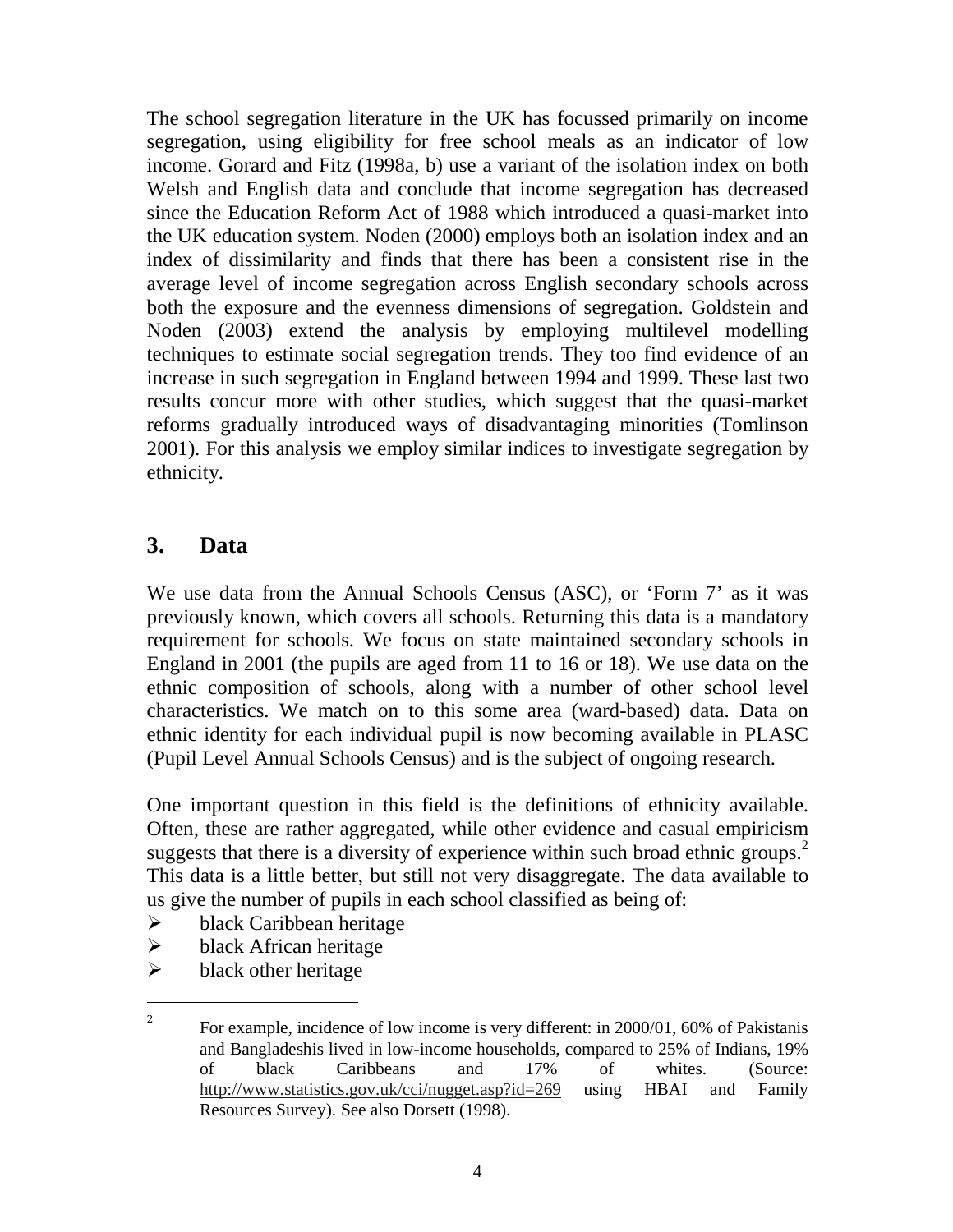The school segregation literature in the UK has focussed primarily on income segregation, using eligibility for free school meals as an indicator of low income. Gorard and Fitz (1998a, b) use a variant of the isolation index on both Welsh and English data and conclude that income segregation has decreased since the Education Reform Act of 1988 which introduced a quasi-market into the UK education system. Noden (2000) employs both an isolation index and an index of dissimilarity and finds that there has been a consistent rise in the average level of income segregation across English secondary schools across both the exposure and the evenness dimensions of segregation. Goldstein and Noden (2003) extend the analysis by employing multilevel modelling techniques to estimate social segregation trends. They too find evidence of an increase in such segregation in England between 1994 and 1999. These last two results concur more with other studies, which suggest that the quasi-market reforms gradually introduced ways of disadvantaging minorities (Tomlinson 2001). For this analysis we employ similar indices to investigate segregation by ethnicity.

## 3. Data

We use data from the Annual Schools Census (ASC), or 'Form 7' as it was previously known, which covers all schools. Returning this data is a mandatory requirement for schools. We focus on state maintained secondary schools in England in 2001 (the pupils are aged from 11 to 16 or 18). We use data on the ethnic composition of schools, along with a number of other school level characteristics. We match on to this some area (ward-based) data. Data on ethnic identity for each individual pupil is now becoming available in PLASC (Pupil Level Annual Schools Census) and is the subject of ongoing research.

One important question in this field is the definitions of ethnicity available. Often, these are rather aggregated, while other evidence and casual empiricism suggests that there is a diversity of experience within such broad ethnic groups.[2] This data is a little better, but still not very disaggregate. The data available to us give the number of pupils in each school classified as being of:

- black Caribbean heritage
- black African heritage
- black other heritage

[2] For example, incidence of low income is very different: in 2000/01, 60% of Pakistanis and Bangladeshis lived in low-income households, compared to 25% of Indians, 19% of black Caribbeans and 17% of whites. (Source: http://www.statistics.gov.uk/cci/nugget.asp?id=269 using HBAI and Family Resources Survey). See also Dorsett (1998).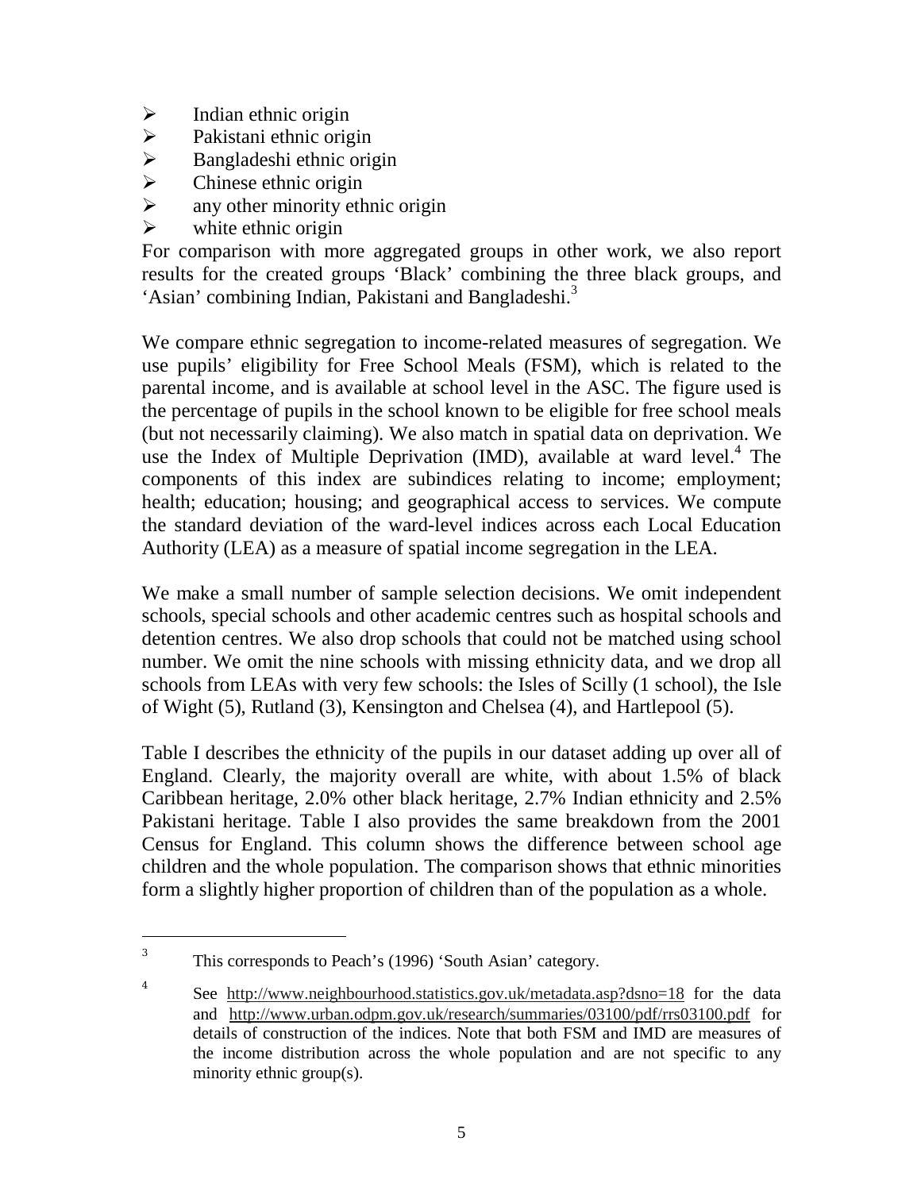- Indian ethnic origin
- Pakistani ethnic origin
- Bangladeshi ethnic origin
- Chinese ethnic origin
- any other minority ethnic origin
- white ethnic origin

For comparison with more aggregated groups in other work, we also report results for the created groups 'Black' combining the three black groups, and 'Asian' combining Indian, Pakistani and Bangladeshi.[3]

We compare ethnic segregation to income-related measures of segregation. We use pupils' eligibility for Free School Meals (FSM), which is related to the parental income, and is available at school level in the ASC. The figure used is the percentage of pupils in the school known to be eligible for free school meals (but not necessarily claiming). We also match in spatial data on deprivation. We use the Index of Multiple Deprivation (IMD), available at ward level.[4] The components of this index are subindices relating to income; employment; health; education; housing; and geographical access to services. We compute the standard deviation of the ward-level indices across each Local Education Authority (LEA) as a measure of spatial income segregation in the LEA.

We make a small number of sample selection decisions. We omit independent schools, special schools and other academic centres such as hospital schools and detention centres. We also drop schools that could not be matched using school number. We omit the nine schools with missing ethnicity data, and we drop all schools from LEAs with very few schools: the Isles of Scilly (1 school), the Isle of Wight (5), Rutland (3), Kensington and Chelsea (4), and Hartlepool (5).

Table I describes the ethnicity of the pupils in our dataset adding up over all of England. Clearly, the majority overall are white, with about 1.5% of black Caribbean heritage, 2.0% other black heritage, 2.7% Indian ethnicity and 2.5% Pakistani heritage. Table I also provides the same breakdown from the 2001 Census for England. This column shows the difference between school age children and the whole population. The comparison shows that ethnic minorities form a slightly higher proportion of children than of the population as a whole.

---

[3] This corresponds to Peach's (1996) 'South Asian' category.

[4] See http://www.neighbourhood.statistics.gov.uk/metadata.asp?dsno=18 for the data and http://www.urban.odpm.gov.uk/research/summaries/03100/pdf/rrs03100.pdf for details of construction of the indices. Note that both FSM and IMD are measures of the income distribution across the whole population and are not specific to any minority ethnic group(s).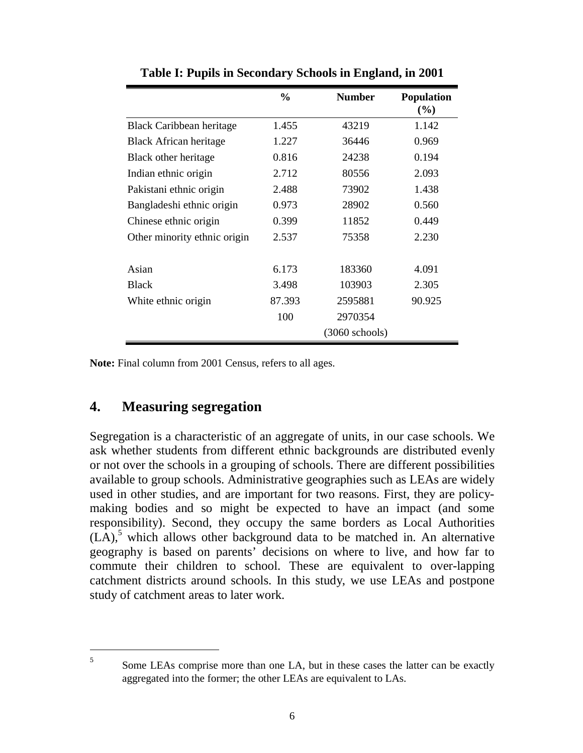**Table I: Pupils in Secondary Schools in England, in 2001**

| | % | Number | Population (%) |
|---|---|---|---|
| Black Caribbean heritage | 1.455 | 43219 | 1.142 |
| Black African heritage | 1.227 | 36446 | 0.969 |
| Black other heritage | 0.816 | 24238 | 0.194 |
| Indian ethnic origin | 2.712 | 80556 | 2.093 |
| Pakistani ethnic origin | 2.488 | 73902 | 1.438 |
| Bangladeshi ethnic origin | 0.973 | 28902 | 0.560 |
| Chinese ethnic origin | 0.399 | 11852 | 0.449 |
| Other minority ethnic origin | 2.537 | 75358 | 2.230 |
| | | | |
| Asian | 6.173 | 183360 | 4.091 |
| Black | 3.498 | 103903 | 2.305 |
| White ethnic origin | 87.393 | 2595881 | 90.925 |
| | 100 | 2970354 | |
| | | (3060 schools) | |

**Note:** Final column from 2001 Census, refers to all ages.

## 4. Measuring segregation

Segregation is a characteristic of an aggregate of units, in our case schools. We ask whether students from different ethnic backgrounds are distributed evenly or not over the schools in a grouping of schools. There are different possibilities available to group schools. Administrative geographies such as LEAs are widely used in other studies, and are important for two reasons. First, they are policy-making bodies and so might be expected to have an impact (and some responsibility). Second, they occupy the same borders as Local Authorities (LA),[5] which allows other background data to be matched in. An alternative geography is based on parents' decisions on where to live, and how far to commute their children to school. These are equivalent to over-lapping catchment districts around schools. In this study, we use LEAs and postpone study of catchment areas to later work.

[5] Some LEAs comprise more than one LA, but in these cases the latter can be exactly aggregated into the former; the other LEAs are equivalent to LAs.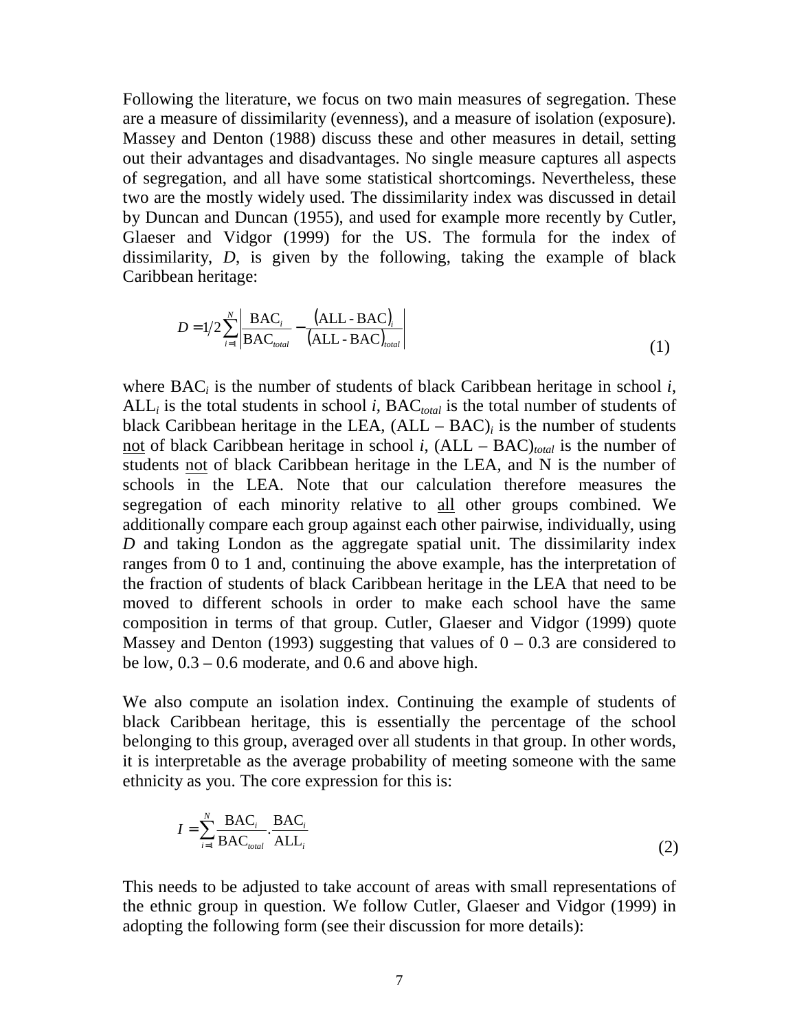Following the literature, we focus on two main measures of segregation. These are a measure of dissimilarity (evenness), and a measure of isolation (exposure). Massey and Denton (1988) discuss these and other measures in detail, setting out their advantages and disadvantages. No single measure captures all aspects of segregation, and all have some statistical shortcomings. Nevertheless, these two are the mostly widely used. The dissimilarity index was discussed in detail by Duncan and Duncan (1955), and used for example more recently by Cutler, Glaeser and Vidgor (1999) for the US. The formula for the index of dissimilarity, $D$, is given by the following, taking the example of black Caribbean heritage:

$$D = 1/2 \sum_{i=1}^{N} \left| \frac{\text{BAC}_i}{\text{BAC}_{total}} - \frac{(\text{ALL - BAC})_i}{(\text{ALL - BAC})_{total}} \right| \tag{1}$$

where $\text{BAC}_i$ is the number of students of black Caribbean heritage in school $i$, $\text{ALL}_i$ is the total students in school $i$, $\text{BAC}_{total}$ is the total number of students of black Caribbean heritage in the LEA, $(\text{ALL} – \text{BAC})_i$ is the number of students not of black Caribbean heritage in school $i$, $(\text{ALL} – \text{BAC})_{total}$ is the number of students not of black Caribbean heritage in the LEA, and N is the number of schools in the LEA. Note that our calculation therefore measures the segregation of each minority relative to all other groups combined. We additionally compare each group against each other pairwise, individually, using $D$ and taking London as the aggregate spatial unit. The dissimilarity index ranges from 0 to 1 and, continuing the above example, has the interpretation of the fraction of students of black Caribbean heritage in the LEA that need to be moved to different schools in order to make each school have the same composition in terms of that group. Cutler, Glaeser and Vidgor (1999) quote Massey and Denton (1993) suggesting that values of 0 – 0.3 are considered to be low, 0.3 – 0.6 moderate, and 0.6 and above high.

We also compute an isolation index. Continuing the example of students of black Caribbean heritage, this is essentially the percentage of the school belonging to this group, averaged over all students in that group. In other words, it is interpretable as the average probability of meeting someone with the same ethnicity as you. The core expression for this is:

$$I = \sum_{i=1}^{N} \frac{\text{BAC}_i}{\text{BAC}_{total}} \cdot \frac{\text{BAC}_i}{\text{ALL}_i} \tag{2}$$

This needs to be adjusted to take account of areas with small representations of the ethnic group in question. We follow Cutler, Glaeser and Vidgor (1999) in adopting the following form (see their discussion for more details):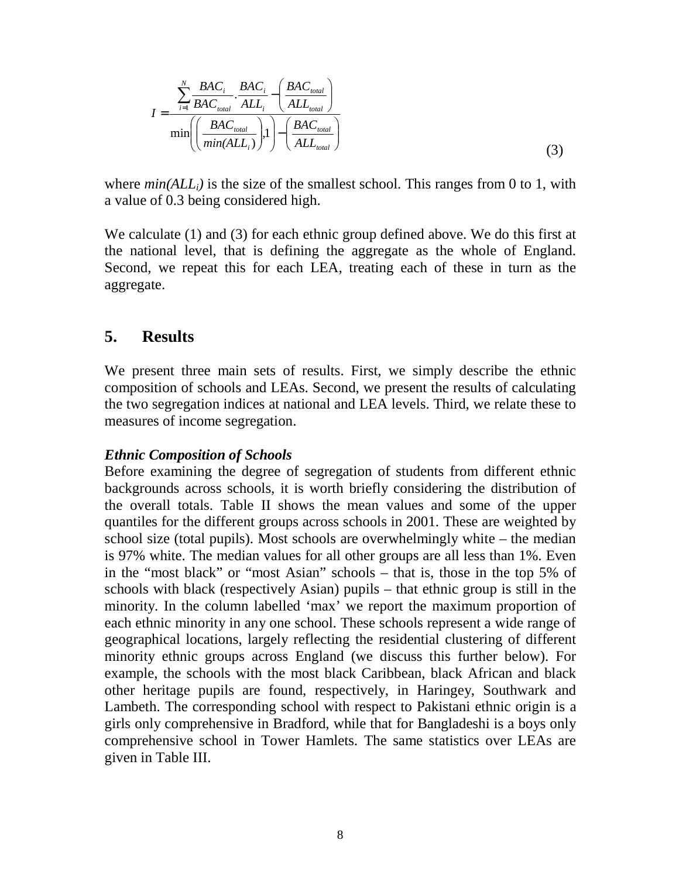$$I = \frac{\sum_{i=1}^{N} \frac{BAC_i}{BAC_{total}} \cdot \frac{BAC_i}{ALL_i} - \left( \frac{BAC_{total}}{ALL_{total}} \right)}{\min\left( \left( \frac{BAC_{total}}{min(ALL_i)} \right), 1 \right) - \left( \frac{BAC_{total}}{ALL_{total}} \right)} \tag{3}$$

where $min(ALL_i)$ is the size of the smallest school. This ranges from 0 to 1, with a value of 0.3 being considered high.

We calculate (1) and (3) for each ethnic group defined above. We do this first at the national level, that is defining the aggregate as the whole of England. Second, we repeat this for each LEA, treating each of these in turn as the aggregate.

## 5. Results

We present three main sets of results. First, we simply describe the ethnic composition of schools and LEAs. Second, we present the results of calculating the two segregation indices at national and LEA levels. Third, we relate these to measures of income segregation.

### *Ethnic Composition of Schools*

Before examining the degree of segregation of students from different ethnic backgrounds across schools, it is worth briefly considering the distribution of the overall totals. Table II shows the mean values and some of the upper quantiles for the different groups across schools in 2001. These are weighted by school size (total pupils). Most schools are overwhelmingly white – the median is 97% white. The median values for all other groups are all less than 1%. Even in the "most black" or "most Asian" schools – that is, those in the top 5% of schools with black (respectively Asian) pupils – that ethnic group is still in the minority. In the column labelled 'max' we report the maximum proportion of each ethnic minority in any one school. These schools represent a wide range of geographical locations, largely reflecting the residential clustering of different minority ethnic groups across England (we discuss this further below). For example, the schools with the most black Caribbean, black African and black other heritage pupils are found, respectively, in Haringey, Southwark and Lambeth. The corresponding school with respect to Pakistani ethnic origin is a girls only comprehensive in Bradford, while that for Bangladeshi is a boys only comprehensive school in Tower Hamlets. The same statistics over LEAs are given in Table III.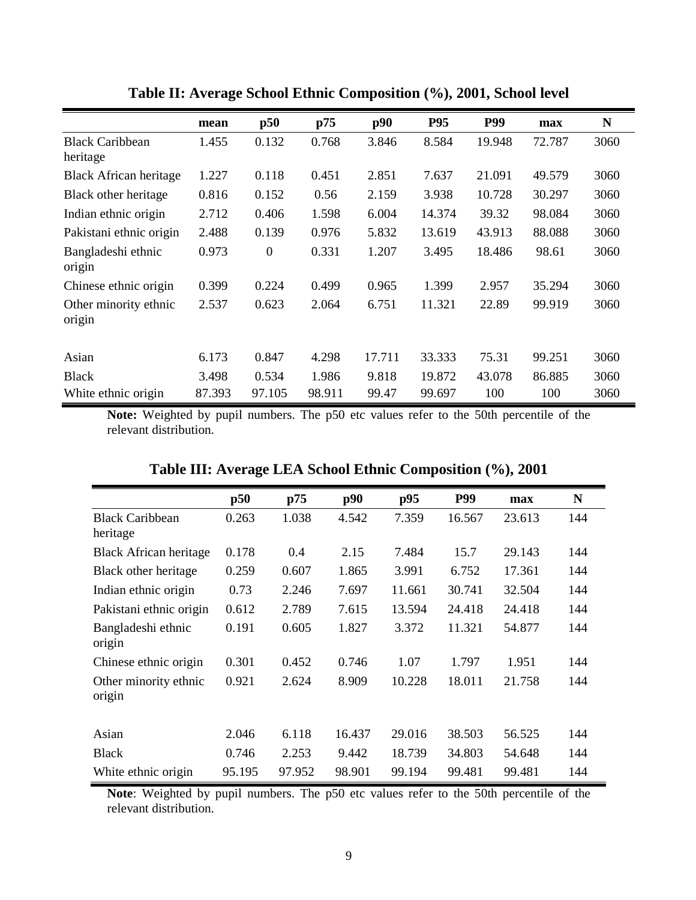**Table II: Average School Ethnic Composition (%), 2001, School level**

| | mean | p50 | p75 | p90 | P95 | P99 | max | N |
|---|---|---|---|---|---|---|---|---|
| Black Caribbean heritage | 1.455 | 0.132 | 0.768 | 3.846 | 8.584 | 19.948 | 72.787 | 3060 |
| Black African heritage | 1.227 | 0.118 | 0.451 | 2.851 | 7.637 | 21.091 | 49.579 | 3060 |
| Black other heritage | 0.816 | 0.152 | 0.56 | 2.159 | 3.938 | 10.728 | 30.297 | 3060 |
| Indian ethnic origin | 2.712 | 0.406 | 1.598 | 6.004 | 14.374 | 39.32 | 98.084 | 3060 |
| Pakistani ethnic origin | 2.488 | 0.139 | 0.976 | 5.832 | 13.619 | 43.913 | 88.088 | 3060 |
| Bangladeshi ethnic origin | 0.973 | 0 | 0.331 | 1.207 | 3.495 | 18.486 | 98.61 | 3060 |
| Chinese ethnic origin | 0.399 | 0.224 | 0.499 | 0.965 | 1.399 | 2.957 | 35.294 | 3060 |
| Other minority ethnic origin | 2.537 | 0.623 | 2.064 | 6.751 | 11.321 | 22.89 | 99.919 | 3060 |
| | | | | | | | | |
| Asian | 6.173 | 0.847 | 4.298 | 17.711 | 33.333 | 75.31 | 99.251 | 3060 |
| Black | 3.498 | 0.534 | 1.986 | 9.818 | 19.872 | 43.078 | 86.885 | 3060 |
| White ethnic origin | 87.393 | 97.105 | 98.911 | 99.47 | 99.697 | 100 | 100 | 3060 |

**Note:** Weighted by pupil numbers. The p50 etc values refer to the 50th percentile of the relevant distribution.

**Table III: Average LEA School Ethnic Composition (%), 2001**

| | p50 | p75 | p90 | p95 | P99 | max | N |
|---|---|---|---|---|---|---|---|
| Black Caribbean heritage | 0.263 | 1.038 | 4.542 | 7.359 | 16.567 | 23.613 | 144 |
| Black African heritage | 0.178 | 0.4 | 2.15 | 7.484 | 15.7 | 29.143 | 144 |
| Black other heritage | 0.259 | 0.607 | 1.865 | 3.991 | 6.752 | 17.361 | 144 |
| Indian ethnic origin | 0.73 | 2.246 | 7.697 | 11.661 | 30.741 | 32.504 | 144 |
| Pakistani ethnic origin | 0.612 | 2.789 | 7.615 | 13.594 | 24.418 | 24.418 | 144 |
| Bangladeshi ethnic origin | 0.191 | 0.605 | 1.827 | 3.372 | 11.321 | 54.877 | 144 |
| Chinese ethnic origin | 0.301 | 0.452 | 0.746 | 1.07 | 1.797 | 1.951 | 144 |
| Other minority ethnic origin | 0.921 | 2.624 | 8.909 | 10.228 | 18.011 | 21.758 | 144 |
| | | | | | | | |
| Asian | 2.046 | 6.118 | 16.437 | 29.016 | 38.503 | 56.525 | 144 |
| Black | 0.746 | 2.253 | 9.442 | 18.739 | 34.803 | 54.648 | 144 |
| White ethnic origin | 95.195 | 97.952 | 98.901 | 99.194 | 99.481 | 99.481 | 144 |

**Note**: Weighted by pupil numbers. The p50 etc values refer to the 50th percentile of the relevant distribution.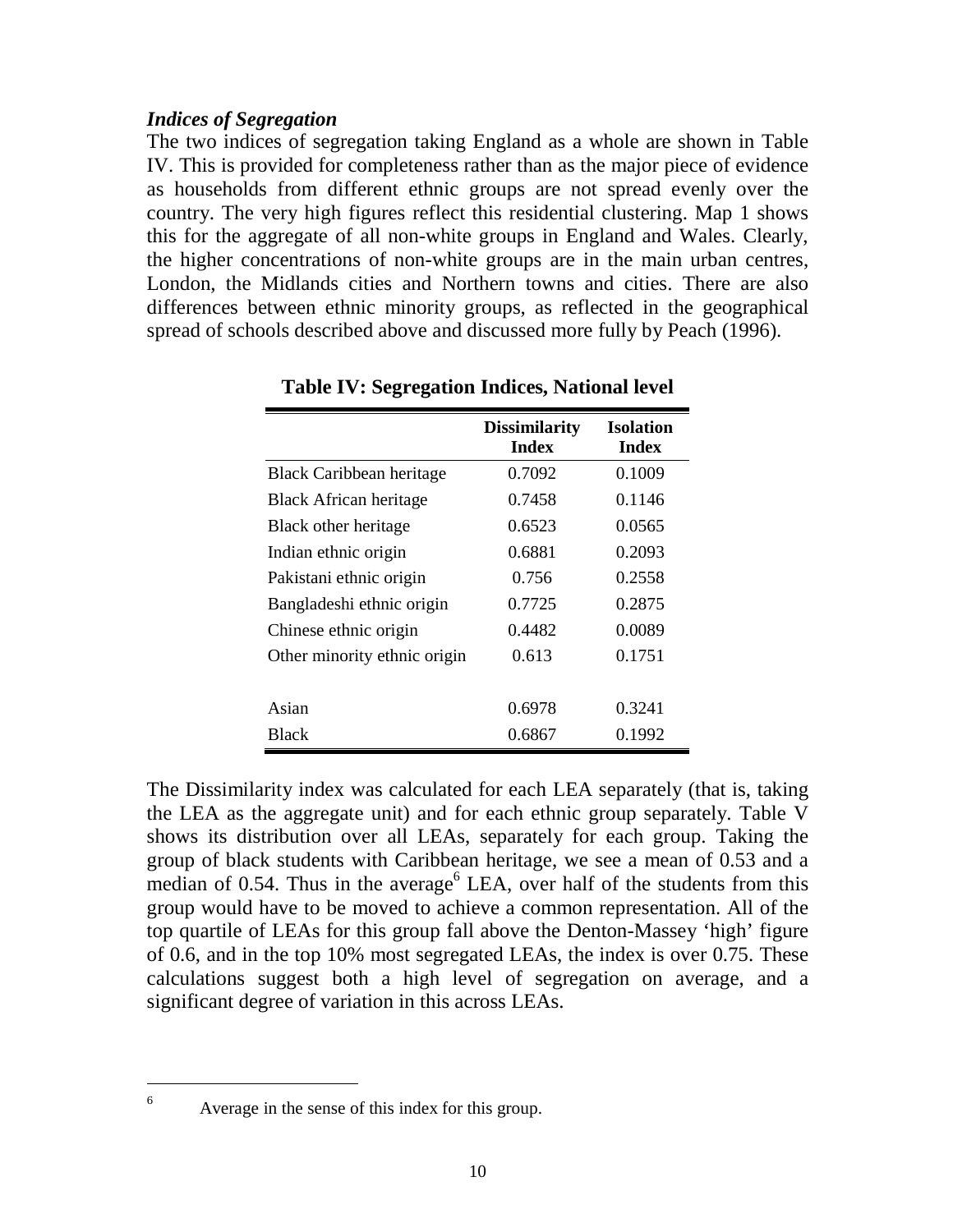### *Indices of Segregation*

The two indices of segregation taking England as a whole are shown in Table IV. This is provided for completeness rather than as the major piece of evidence as households from different ethnic groups are not spread evenly over the country. The very high figures reflect this residential clustering. Map 1 shows this for the aggregate of all non-white groups in England and Wales. Clearly, the higher concentrations of non-white groups are in the main urban centres, London, the Midlands cities and Northern towns and cities. There are also differences between ethnic minority groups, as reflected in the geographical spread of schools described above and discussed more fully by Peach (1996).

**Table IV: Segregation Indices, National level**

| | Dissimilarity Index | Isolation Index |
|---|---|---|
| Black Caribbean heritage | 0.7092 | 0.1009 |
| Black African heritage | 0.7458 | 0.1146 |
| Black other heritage | 0.6523 | 0.0565 |
| Indian ethnic origin | 0.6881 | 0.2093 |
| Pakistani ethnic origin | 0.756 | 0.2558 |
| Bangladeshi ethnic origin | 0.7725 | 0.2875 |
| Chinese ethnic origin | 0.4482 | 0.0089 |
| Other minority ethnic origin | 0.613 | 0.1751 |
| | | |
| Asian | 0.6978 | 0.3241 |
| Black | 0.6867 | 0.1992 |

The Dissimilarity index was calculated for each LEA separately (that is, taking the LEA as the aggregate unit) and for each ethnic group separately. Table V shows its distribution over all LEAs, separately for each group. Taking the group of black students with Caribbean heritage, we see a mean of 0.53 and a median of 0.54. Thus in the average[6] LEA, over half of the students from this group would have to be moved to achieve a common representation. All of the top quartile of LEAs for this group fall above the Denton-Massey 'high' figure of 0.6, and in the top 10% most segregated LEAs, the index is over 0.75. These calculations suggest both a high level of segregation on average, and a significant degree of variation in this across LEAs.

[6] Average in the sense of this index for this group.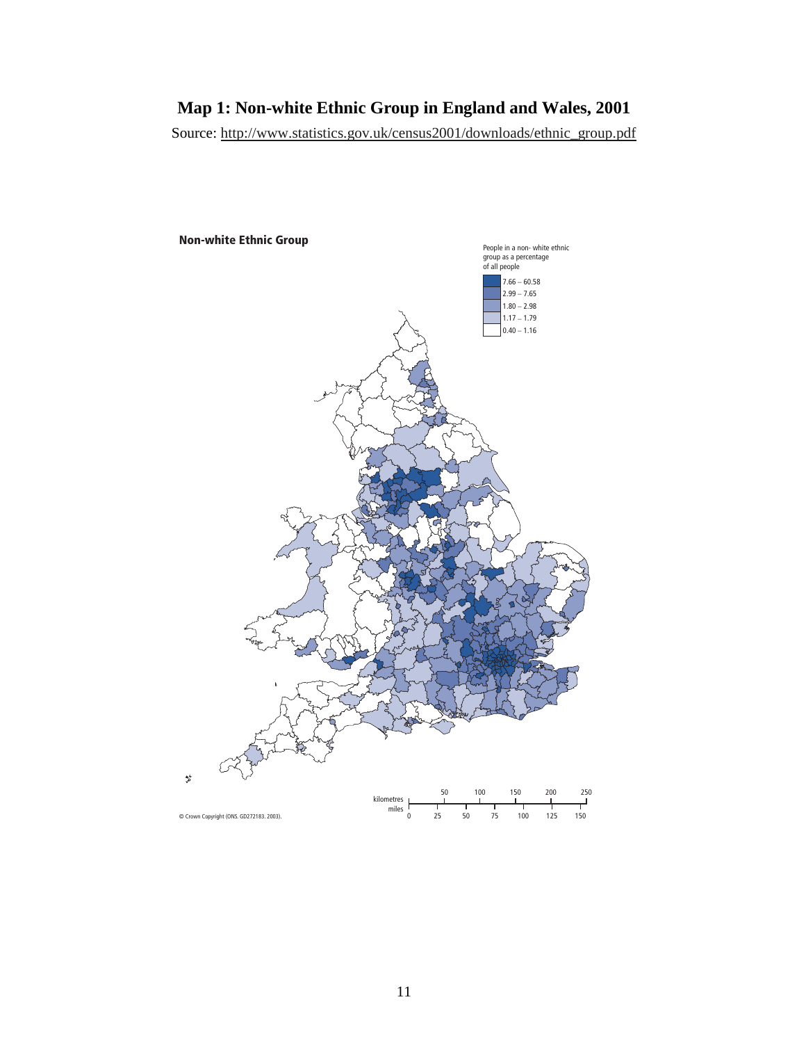# Map 1: Non-white Ethnic Group in England and Wales, 2001

Source: http://www.statistics.gov.uk/census2001/downloads/ethnic_group.pdf

**Non-white Ethnic Group**

People in a non- white ethnic group as a percentage of all people

- 7.66 – 60.58
- 2.99 – 7.65
- 1.80 – 2.98
- 1.17 – 1.79
- 0.40 – 1.16

kilometres: 50, 100, 150, 200, 250

miles: 0, 25, 50, 75, 100, 125, 150

© Crown Copyright (ONS. GD272183. 2003).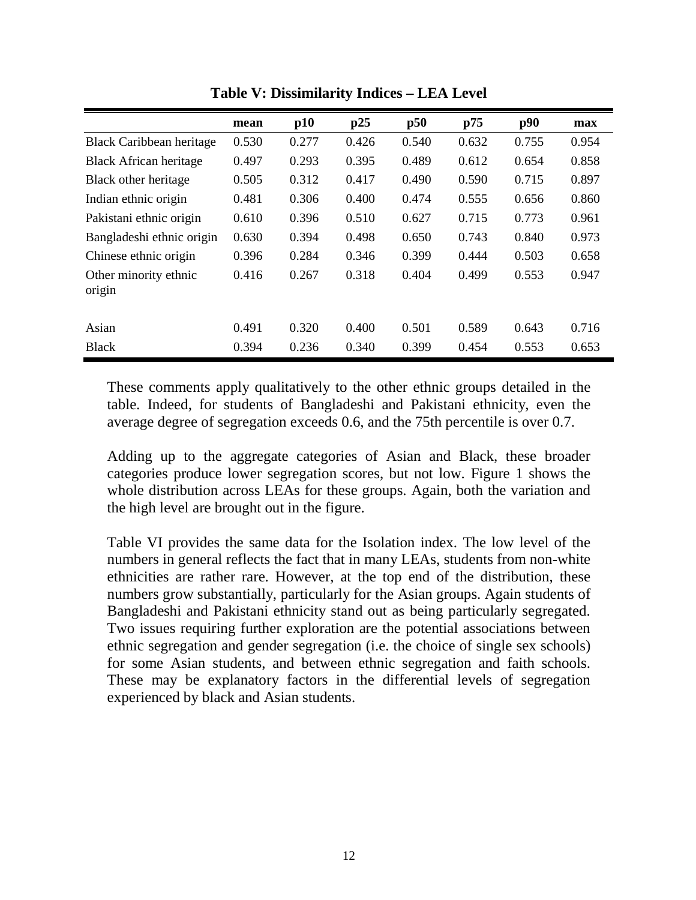**Table V: Dissimilarity Indices – LEA Level**

| | mean | p10 | p25 | p50 | p75 | p90 | max |
|---|---|---|---|---|---|---|---|
| Black Caribbean heritage | 0.530 | 0.277 | 0.426 | 0.540 | 0.632 | 0.755 | 0.954 |
| Black African heritage | 0.497 | 0.293 | 0.395 | 0.489 | 0.612 | 0.654 | 0.858 |
| Black other heritage | 0.505 | 0.312 | 0.417 | 0.490 | 0.590 | 0.715 | 0.897 |
| Indian ethnic origin | 0.481 | 0.306 | 0.400 | 0.474 | 0.555 | 0.656 | 0.860 |
| Pakistani ethnic origin | 0.610 | 0.396 | 0.510 | 0.627 | 0.715 | 0.773 | 0.961 |
| Bangladeshi ethnic origin | 0.630 | 0.394 | 0.498 | 0.650 | 0.743 | 0.840 | 0.973 |
| Chinese ethnic origin | 0.396 | 0.284 | 0.346 | 0.399 | 0.444 | 0.503 | 0.658 |
| Other minority ethnic origin | 0.416 | 0.267 | 0.318 | 0.404 | 0.499 | 0.553 | 0.947 |
| | | | | | | | |
| Asian | 0.491 | 0.320 | 0.400 | 0.501 | 0.589 | 0.643 | 0.716 |
| Black | 0.394 | 0.236 | 0.340 | 0.399 | 0.454 | 0.553 | 0.653 |

These comments apply qualitatively to the other ethnic groups detailed in the table. Indeed, for students of Bangladeshi and Pakistani ethnicity, even the average degree of segregation exceeds 0.6, and the 75th percentile is over 0.7.

Adding up to the aggregate categories of Asian and Black, these broader categories produce lower segregation scores, but not low. Figure 1 shows the whole distribution across LEAs for these groups. Again, both the variation and the high level are brought out in the figure.

Table VI provides the same data for the Isolation index. The low level of the numbers in general reflects the fact that in many LEAs, students from non-white ethnicities are rather rare. However, at the top end of the distribution, these numbers grow substantially, particularly for the Asian groups. Again students of Bangladeshi and Pakistani ethnicity stand out as being particularly segregated. Two issues requiring further exploration are the potential associations between ethnic segregation and gender segregation (i.e. the choice of single sex schools) for some Asian students, and between ethnic segregation and faith schools. These may be explanatory factors in the differential levels of segregation experienced by black and Asian students.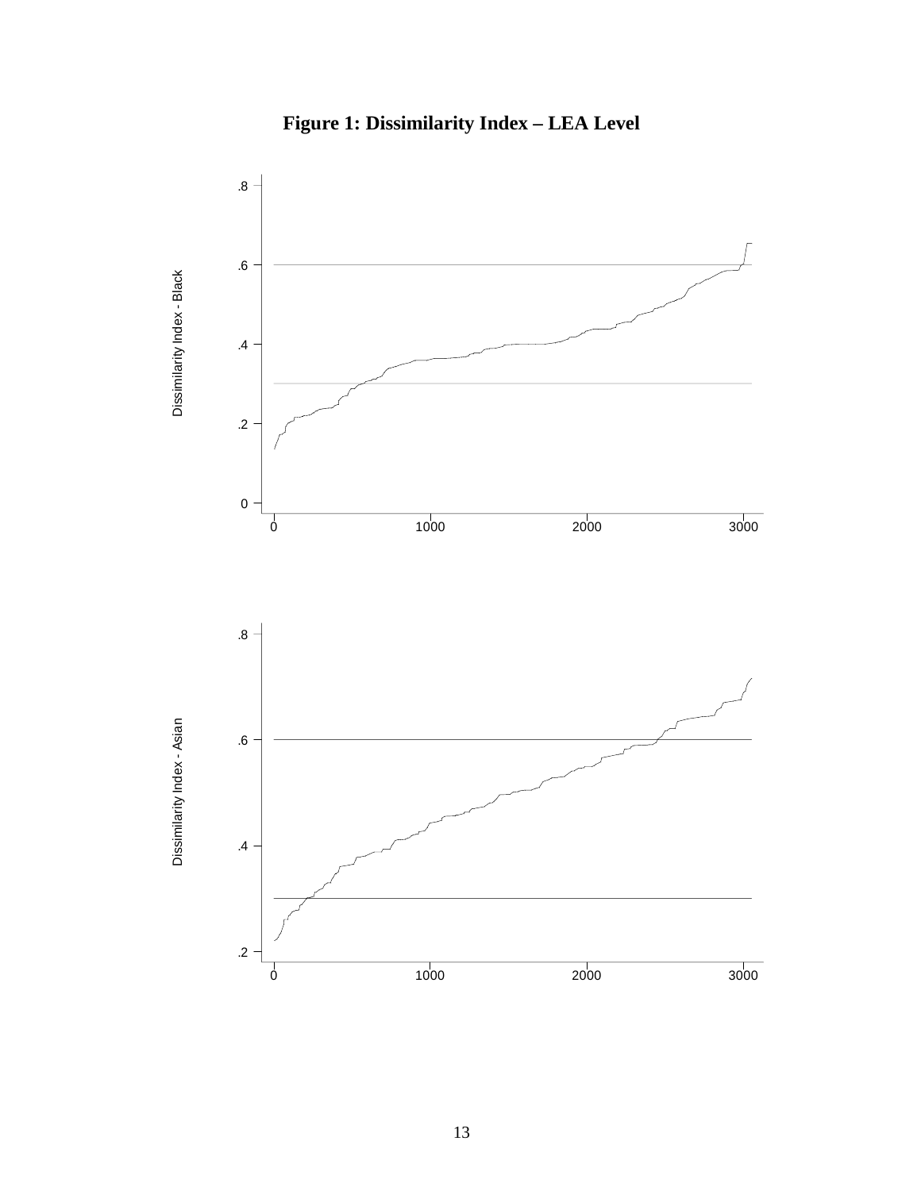**Figure 1: Dissimilarity Index – LEA Level**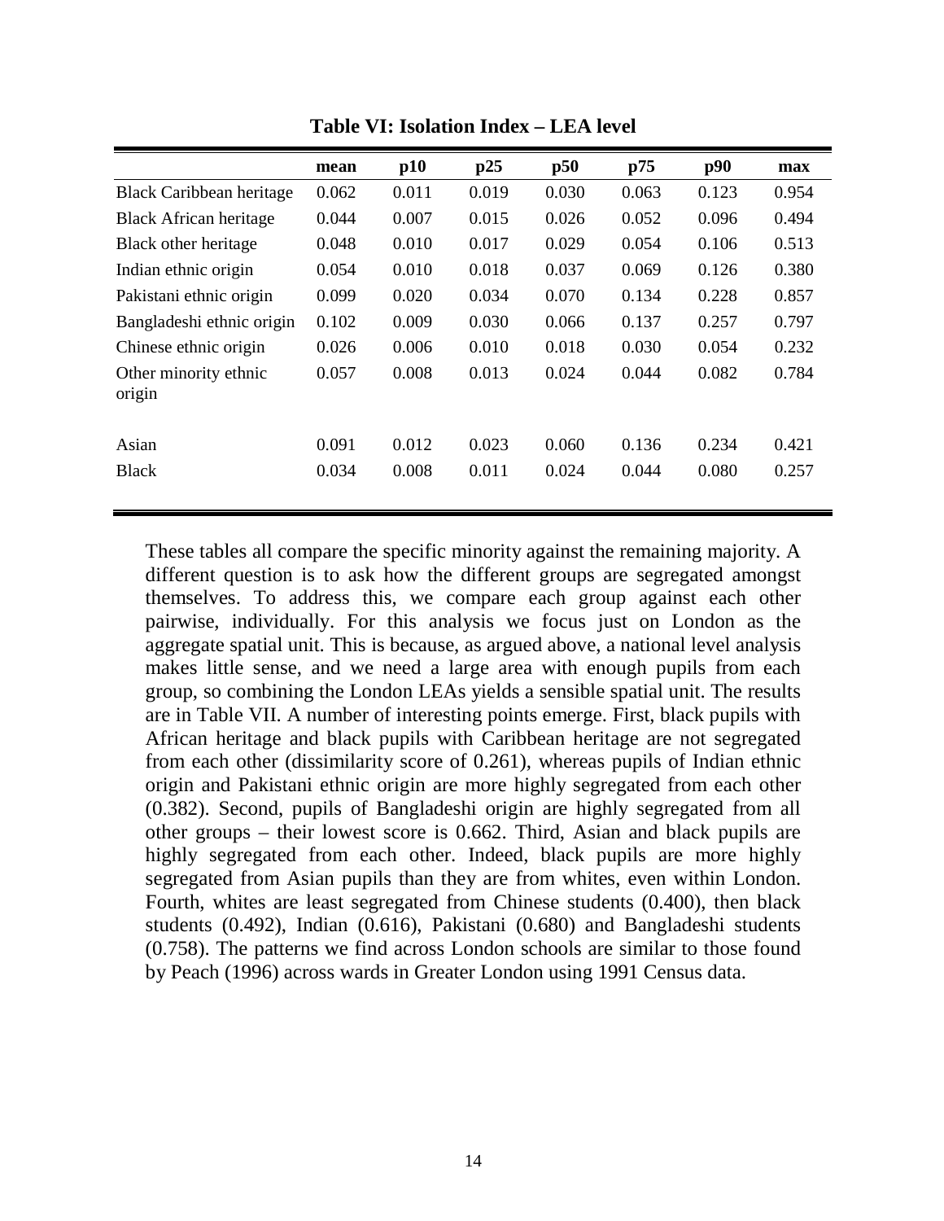**Table VI: Isolation Index – LEA level**

| | mean | p10 | p25 | p50 | p75 | p90 | max |
|---|---|---|---|---|---|---|---|
| Black Caribbean heritage | 0.062 | 0.011 | 0.019 | 0.030 | 0.063 | 0.123 | 0.954 |
| Black African heritage | 0.044 | 0.007 | 0.015 | 0.026 | 0.052 | 0.096 | 0.494 |
| Black other heritage | 0.048 | 0.010 | 0.017 | 0.029 | 0.054 | 0.106 | 0.513 |
| Indian ethnic origin | 0.054 | 0.010 | 0.018 | 0.037 | 0.069 | 0.126 | 0.380 |
| Pakistani ethnic origin | 0.099 | 0.020 | 0.034 | 0.070 | 0.134 | 0.228 | 0.857 |
| Bangladeshi ethnic origin | 0.102 | 0.009 | 0.030 | 0.066 | 0.137 | 0.257 | 0.797 |
| Chinese ethnic origin | 0.026 | 0.006 | 0.010 | 0.018 | 0.030 | 0.054 | 0.232 |
| Other minority ethnic origin | 0.057 | 0.008 | 0.013 | 0.024 | 0.044 | 0.082 | 0.784 |
| Asian | 0.091 | 0.012 | 0.023 | 0.060 | 0.136 | 0.234 | 0.421 |
| Black | 0.034 | 0.008 | 0.011 | 0.024 | 0.044 | 0.080 | 0.257 |

These tables all compare the specific minority against the remaining majority. A different question is to ask how the different groups are segregated amongst themselves. To address this, we compare each group against each other pairwise, individually. For this analysis we focus just on London as the aggregate spatial unit. This is because, as argued above, a national level analysis makes little sense, and we need a large area with enough pupils from each group, so combining the London LEAs yields a sensible spatial unit. The results are in Table VII. A number of interesting points emerge. First, black pupils with African heritage and black pupils with Caribbean heritage are not segregated from each other (dissimilarity score of 0.261), whereas pupils of Indian ethnic origin and Pakistani ethnic origin are more highly segregated from each other (0.382). Second, pupils of Bangladeshi origin are highly segregated from all other groups – their lowest score is 0.662. Third, Asian and black pupils are highly segregated from each other. Indeed, black pupils are more highly segregated from Asian pupils than they are from whites, even within London. Fourth, whites are least segregated from Chinese students (0.400), then black students (0.492), Indian (0.616), Pakistani (0.680) and Bangladeshi students (0.758). The patterns we find across London schools are similar to those found by Peach (1996) across wards in Greater London using 1991 Census data.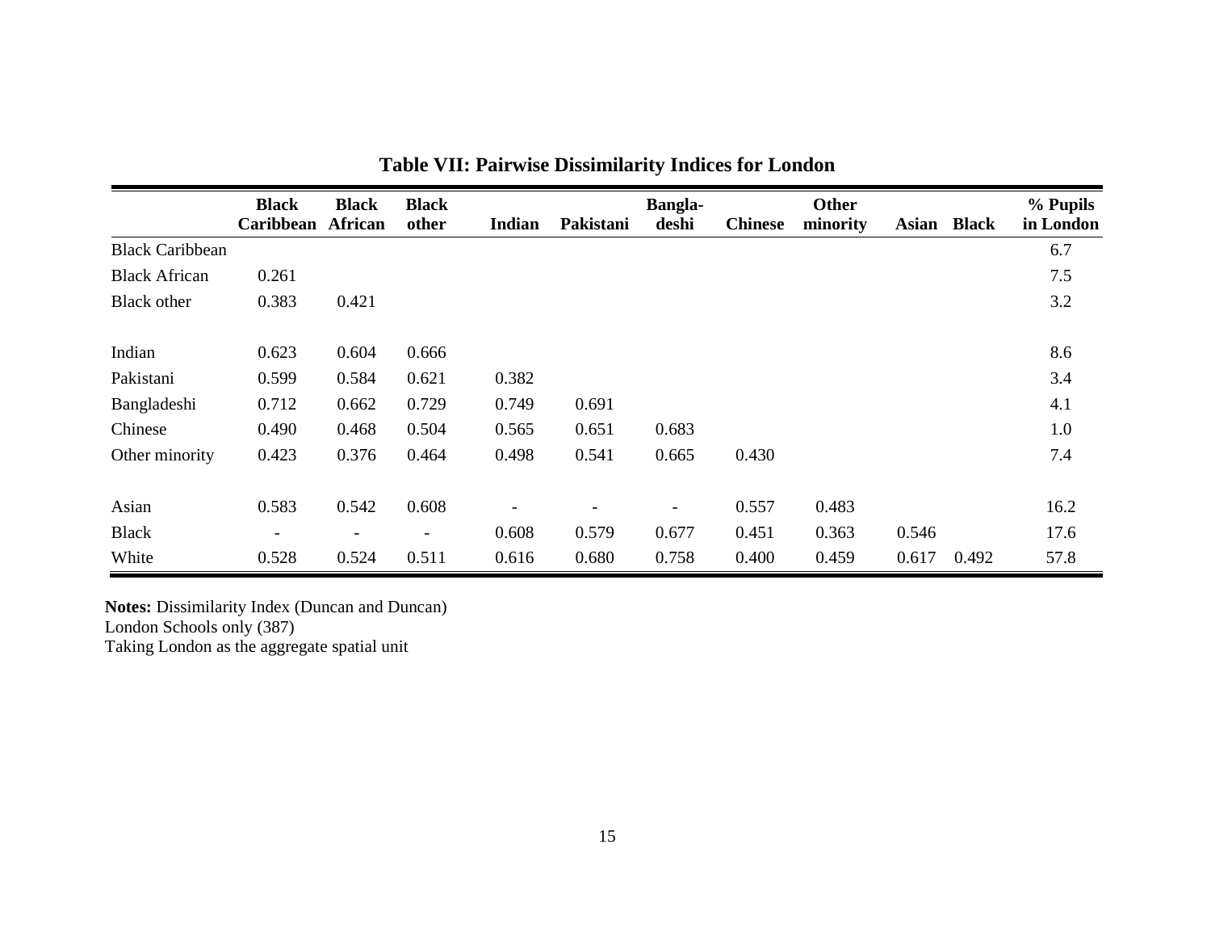# Table VII: Pairwise Dissimilarity Indices for London

| | Black Caribbean | Black African | Black other | Indian | Pakistani | Bangla-deshi | Chinese | Other minority | Asian | Black | % Pupils in London |
|---|---|---|---|---|---|---|---|---|---|---|---|
| Black Caribbean | | | | | | | | | | | 6.7 |
| Black African | 0.261 | | | | | | | | | | 7.5 |
| Black other | 0.383 | 0.421 | | | | | | | | | 3.2 |
| Indian | 0.623 | 0.604 | 0.666 | | | | | | | | 8.6 |
| Pakistani | 0.599 | 0.584 | 0.621 | 0.382 | | | | | | | 3.4 |
| Bangladeshi | 0.712 | 0.662 | 0.729 | 0.749 | 0.691 | | | | | | 4.1 |
| Chinese | 0.490 | 0.468 | 0.504 | 0.565 | 0.651 | 0.683 | | | | | 1.0 |
| Other minority | 0.423 | 0.376 | 0.464 | 0.498 | 0.541 | 0.665 | 0.430 | | | | 7.4 |
| Asian | 0.583 | 0.542 | 0.608 | - | - | - | 0.557 | 0.483 | | | 16.2 |
| Black | - | - | - | 0.608 | 0.579 | 0.677 | 0.451 | 0.363 | 0.546 | | 17.6 |
| White | 0.528 | 0.524 | 0.511 | 0.616 | 0.680 | 0.758 | 0.400 | 0.459 | 0.617 | 0.492 | 57.8 |

**Notes:** Dissimilarity Index (Duncan and Duncan)
London Schools only (387)
Taking London as the aggregate spatial unit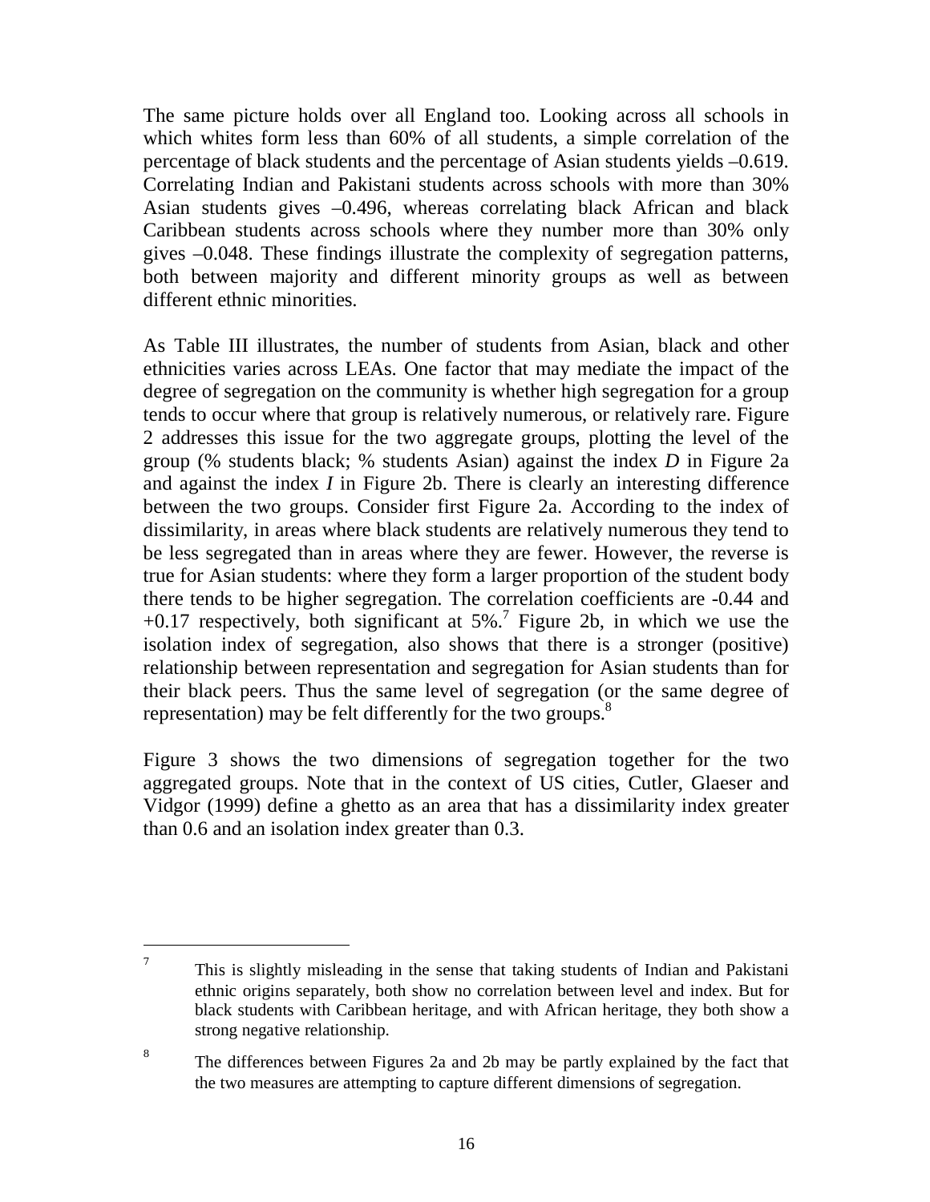The same picture holds over all England too. Looking across all schools in which whites form less than 60% of all students, a simple correlation of the percentage of black students and the percentage of Asian students yields –0.619. Correlating Indian and Pakistani students across schools with more than 30% Asian students gives –0.496, whereas correlating black African and black Caribbean students across schools where they number more than 30% only gives –0.048. These findings illustrate the complexity of segregation patterns, both between majority and different minority groups as well as between different ethnic minorities.

As Table III illustrates, the number of students from Asian, black and other ethnicities varies across LEAs. One factor that may mediate the impact of the degree of segregation on the community is whether high segregation for a group tends to occur where that group is relatively numerous, or relatively rare. Figure 2 addresses this issue for the two aggregate groups, plotting the level of the group (% students black; % students Asian) against the index *D* in Figure 2a and against the index *I* in Figure 2b. There is clearly an interesting difference between the two groups. Consider first Figure 2a. According to the index of dissimilarity, in areas where black students are relatively numerous they tend to be less segregated than in areas where they are fewer. However, the reverse is true for Asian students: where they form a larger proportion of the student body there tends to be higher segregation. The correlation coefficients are -0.44 and +0.17 respectively, both significant at 5%.[7] Figure 2b, in which we use the isolation index of segregation, also shows that there is a stronger (positive) relationship between representation and segregation for Asian students than for their black peers. Thus the same level of segregation (or the same degree of representation) may be felt differently for the two groups.[8]

Figure 3 shows the two dimensions of segregation together for the two aggregated groups. Note that in the context of US cities, Cutler, Glaeser and Vidgor (1999) define a ghetto as an area that has a dissimilarity index greater than 0.6 and an isolation index greater than 0.3.

---

[7] This is slightly misleading in the sense that taking students of Indian and Pakistani ethnic origins separately, both show no correlation between level and index. But for black students with Caribbean heritage, and with African heritage, they both show a strong negative relationship.

[8] The differences between Figures 2a and 2b may be partly explained by the fact that the two measures are attempting to capture different dimensions of segregation.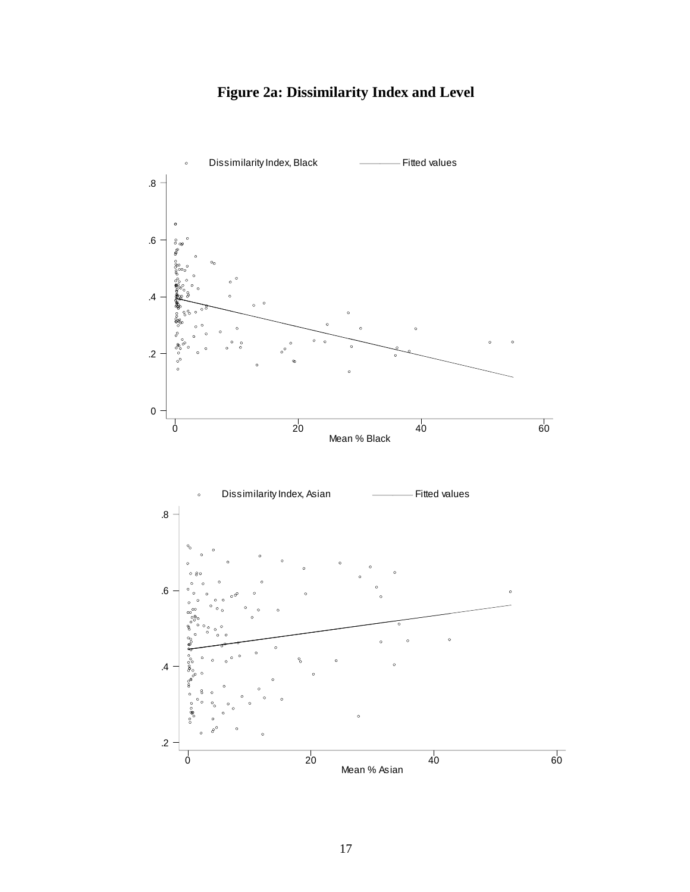**Figure 2a: Dissimilarity Index and Level**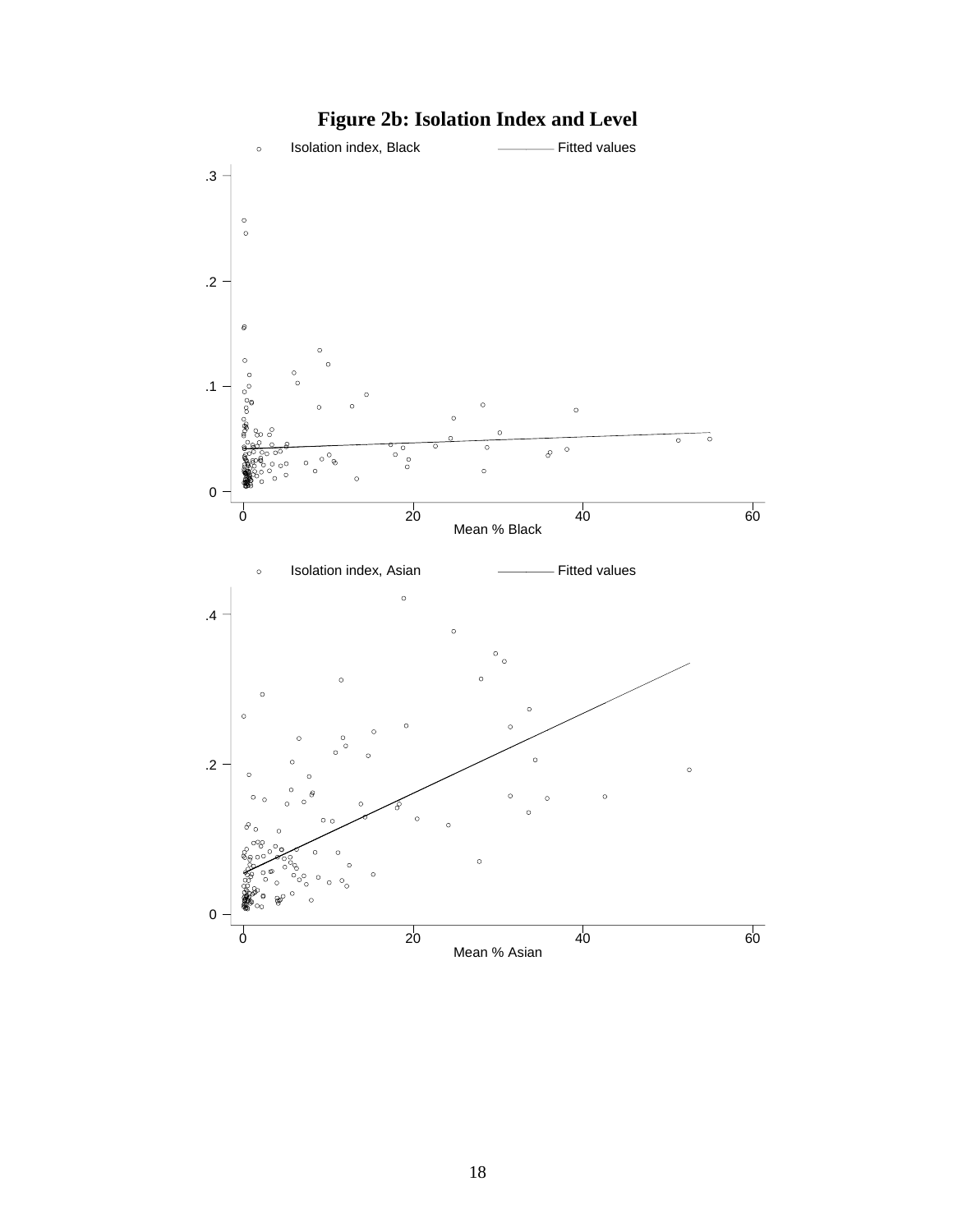**Figure 2b: Isolation Index and Level**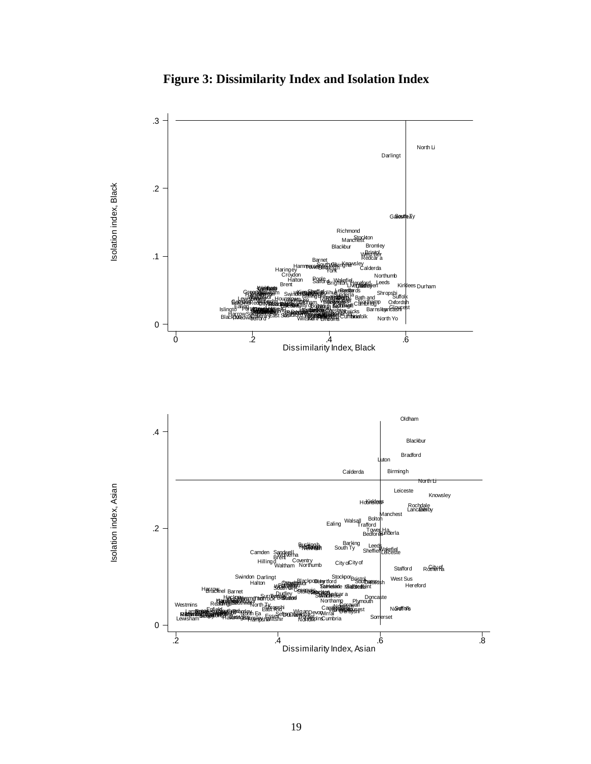**Figure 3: Dissimilarity Index and Isolation Index**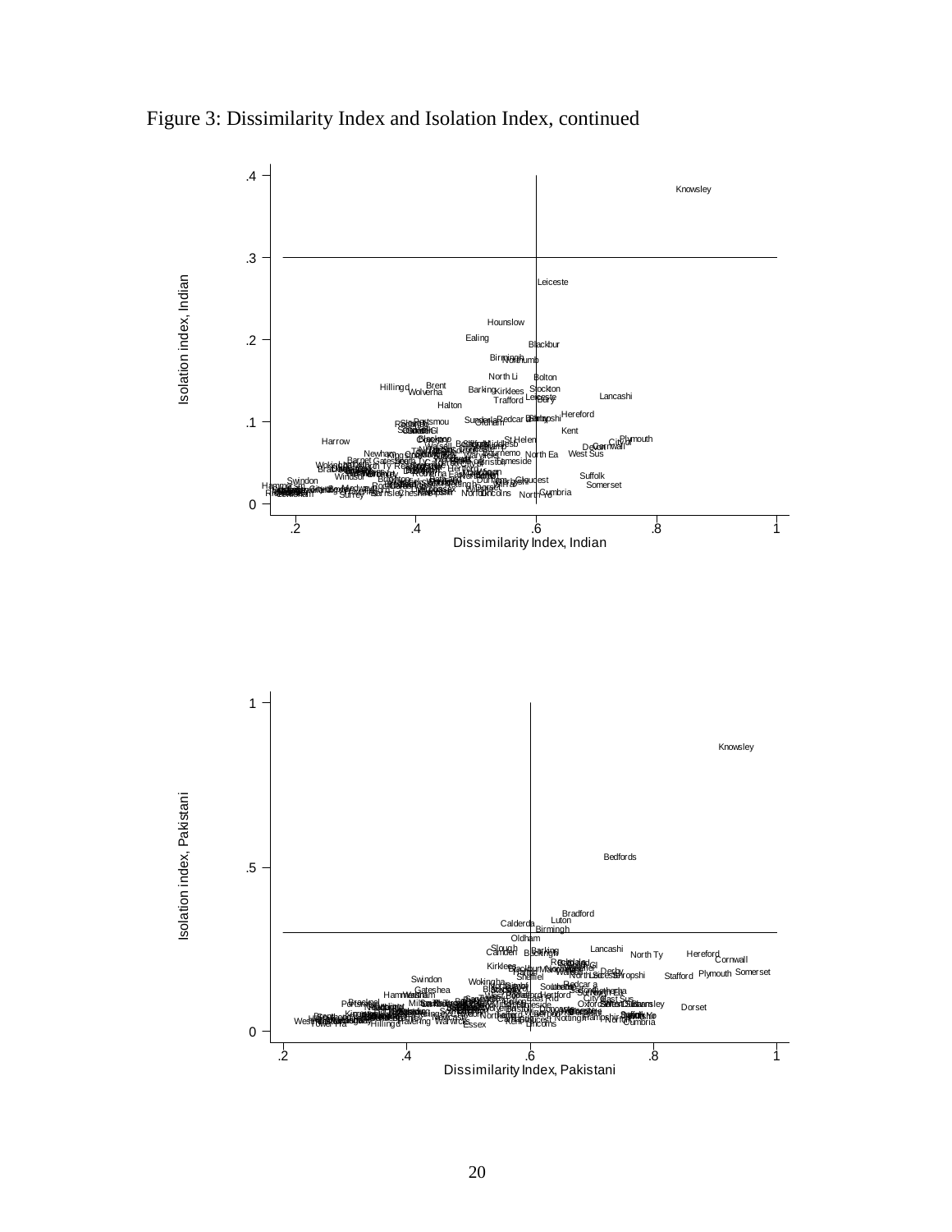Figure 3: Dissimilarity Index and Isolation Index, continued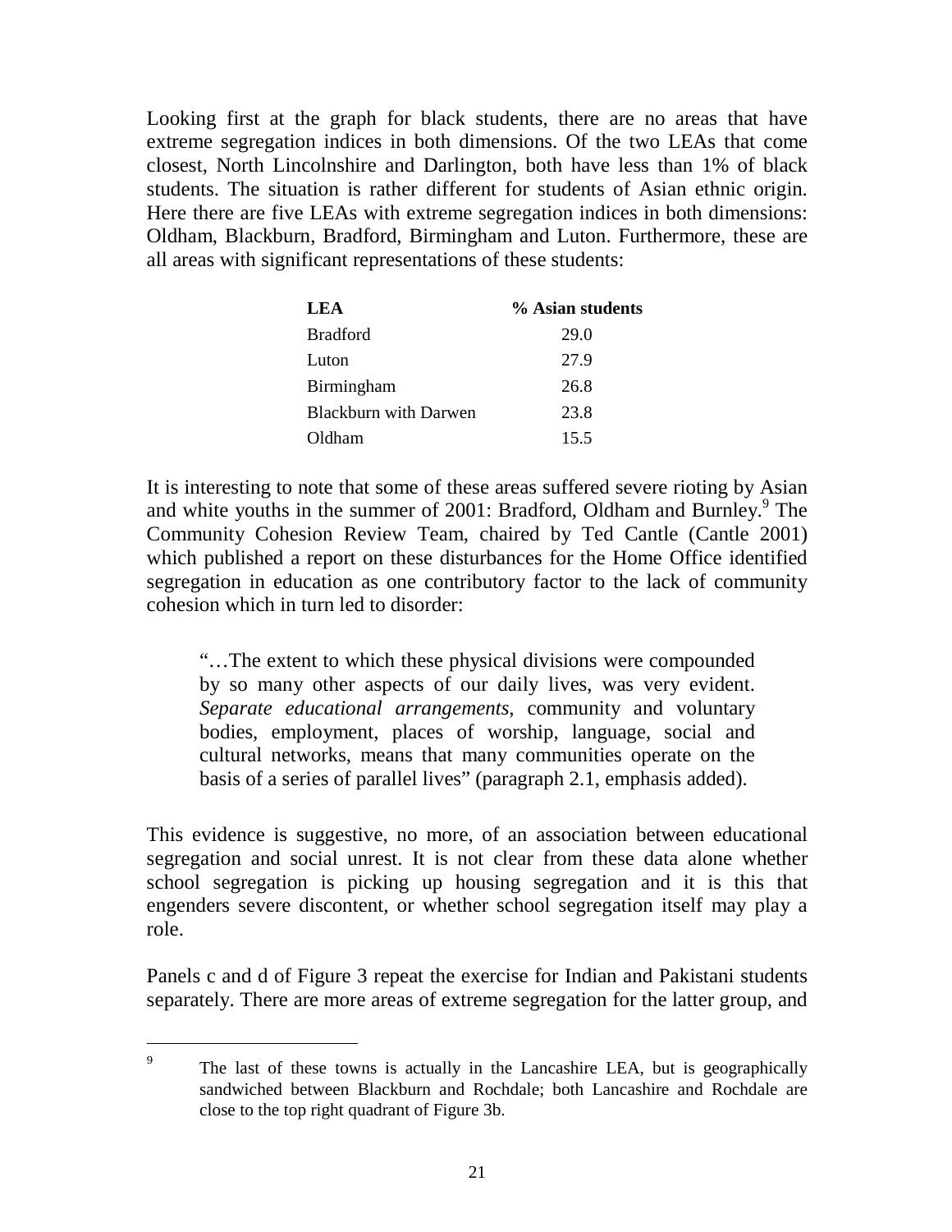Looking first at the graph for black students, there are no areas that have extreme segregation indices in both dimensions. Of the two LEAs that come closest, North Lincolnshire and Darlington, both have less than 1% of black students. The situation is rather different for students of Asian ethnic origin. Here there are five LEAs with extreme segregation indices in both dimensions: Oldham, Blackburn, Bradford, Birmingham and Luton. Furthermore, these are all areas with significant representations of these students:

| LEA | % Asian students |
|---|---|
| Bradford | 29.0 |
| Luton | 27.9 |
| Birmingham | 26.8 |
| Blackburn with Darwen | 23.8 |
| Oldham | 15.5 |

It is interesting to note that some of these areas suffered severe rioting by Asian and white youths in the summer of 2001: Bradford, Oldham and Burnley.[9] The Community Cohesion Review Team, chaired by Ted Cantle (Cantle 2001) which published a report on these disturbances for the Home Office identified segregation in education as one contributory factor to the lack of community cohesion which in turn led to disorder:

> "…The extent to which these physical divisions were compounded by so many other aspects of our daily lives, was very evident. *Separate educational arrangements*, community and voluntary bodies, employment, places of worship, language, social and cultural networks, means that many communities operate on the basis of a series of parallel lives" (paragraph 2.1, emphasis added).

This evidence is suggestive, no more, of an association between educational segregation and social unrest. It is not clear from these data alone whether school segregation is picking up housing segregation and it is this that engenders severe discontent, or whether school segregation itself may play a role.

Panels c and d of Figure 3 repeat the exercise for Indian and Pakistani students separately. There are more areas of extreme segregation for the latter group, and

[9] The last of these towns is actually in the Lancashire LEA, but is geographically sandwiched between Blackburn and Rochdale; both Lancashire and Rochdale are close to the top right quadrant of Figure 3b.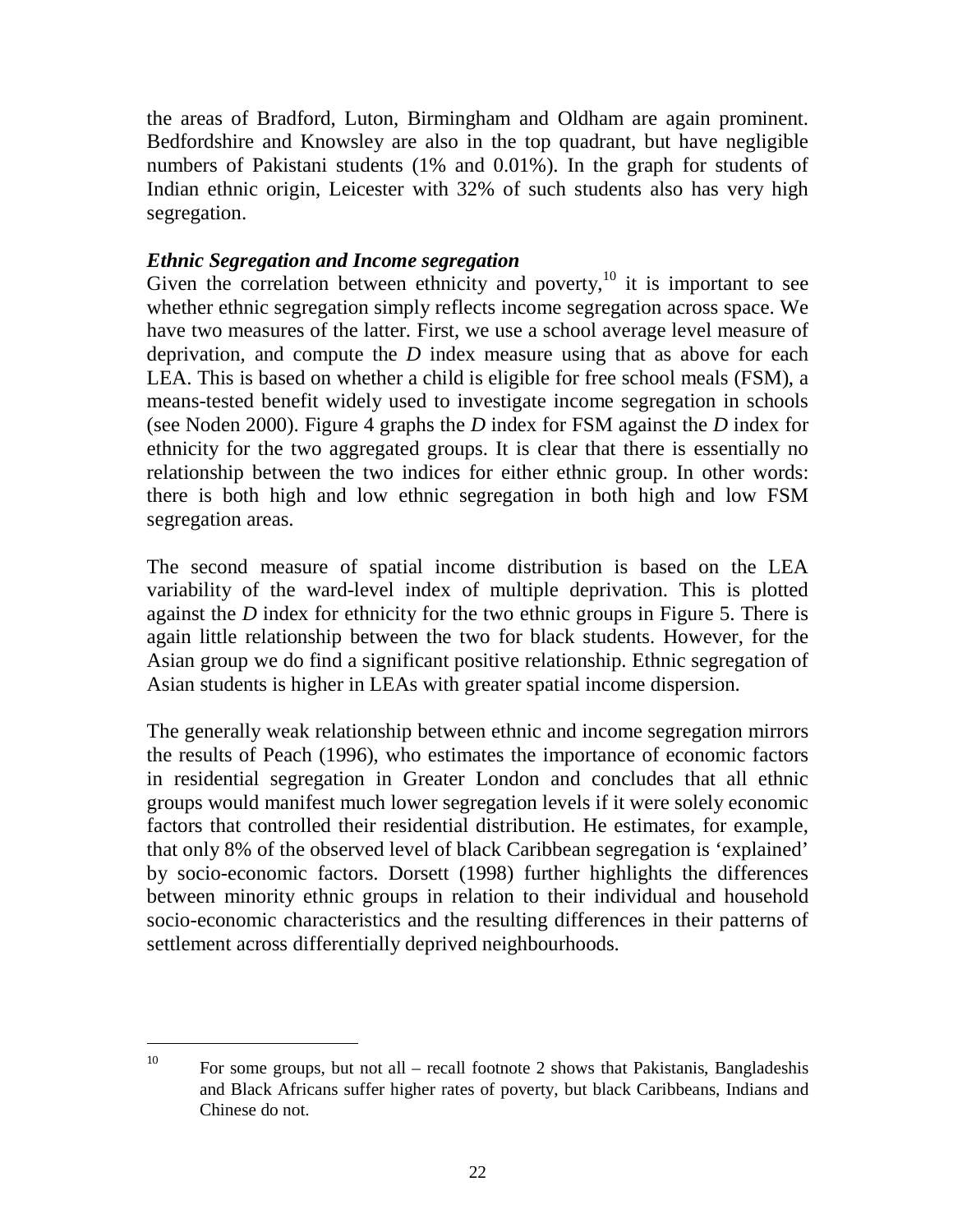the areas of Bradford, Luton, Birmingham and Oldham are again prominent. Bedfordshire and Knowsley are also in the top quadrant, but have negligible numbers of Pakistani students (1% and 0.01%). In the graph for students of Indian ethnic origin, Leicester with 32% of such students also has very high segregation.

***Ethnic Segregation and Income segregation***

Given the correlation between ethnicity and poverty,[10] it is important to see whether ethnic segregation simply reflects income segregation across space. We have two measures of the latter. First, we use a school average level measure of deprivation, and compute the *D* index measure using that as above for each LEA. This is based on whether a child is eligible for free school meals (FSM), a means-tested benefit widely used to investigate income segregation in schools (see Noden 2000). Figure 4 graphs the *D* index for FSM against the *D* index for ethnicity for the two aggregated groups. It is clear that there is essentially no relationship between the two indices for either ethnic group. In other words: there is both high and low ethnic segregation in both high and low FSM segregation areas.

The second measure of spatial income distribution is based on the LEA variability of the ward-level index of multiple deprivation. This is plotted against the *D* index for ethnicity for the two ethnic groups in Figure 5. There is again little relationship between the two for black students. However, for the Asian group we do find a significant positive relationship. Ethnic segregation of Asian students is higher in LEAs with greater spatial income dispersion.

The generally weak relationship between ethnic and income segregation mirrors the results of Peach (1996), who estimates the importance of economic factors in residential segregation in Greater London and concludes that all ethnic groups would manifest much lower segregation levels if it were solely economic factors that controlled their residential distribution. He estimates, for example, that only 8% of the observed level of black Caribbean segregation is 'explained' by socio-economic factors. Dorsett (1998) further highlights the differences between minority ethnic groups in relation to their individual and household socio-economic characteristics and the resulting differences in their patterns of settlement across differentially deprived neighbourhoods.

---

[10] For some groups, but not all – recall footnote 2 shows that Pakistanis, Bangladeshis and Black Africans suffer higher rates of poverty, but black Caribbeans, Indians and Chinese do not.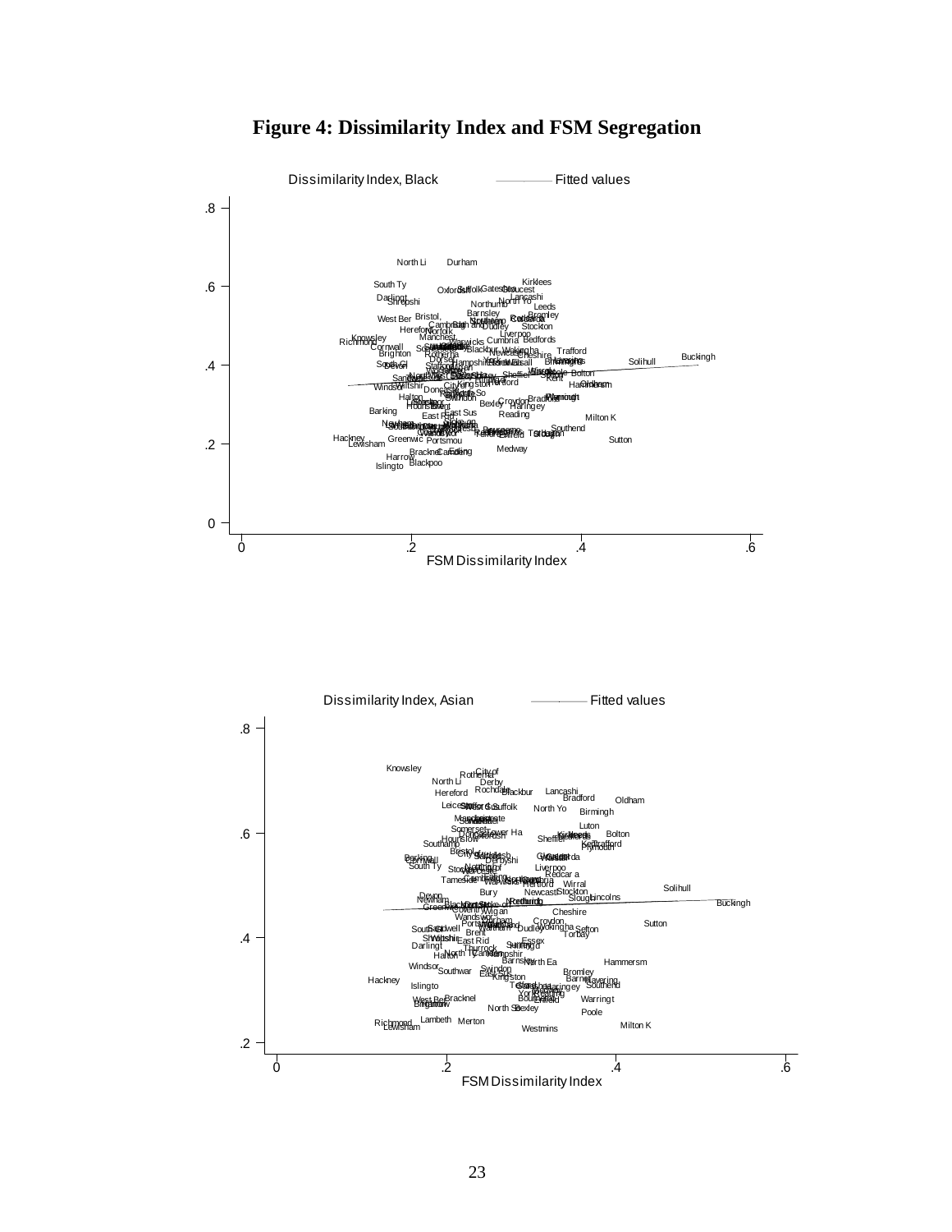**Figure 4: Dissimilarity Index and FSM Segregation**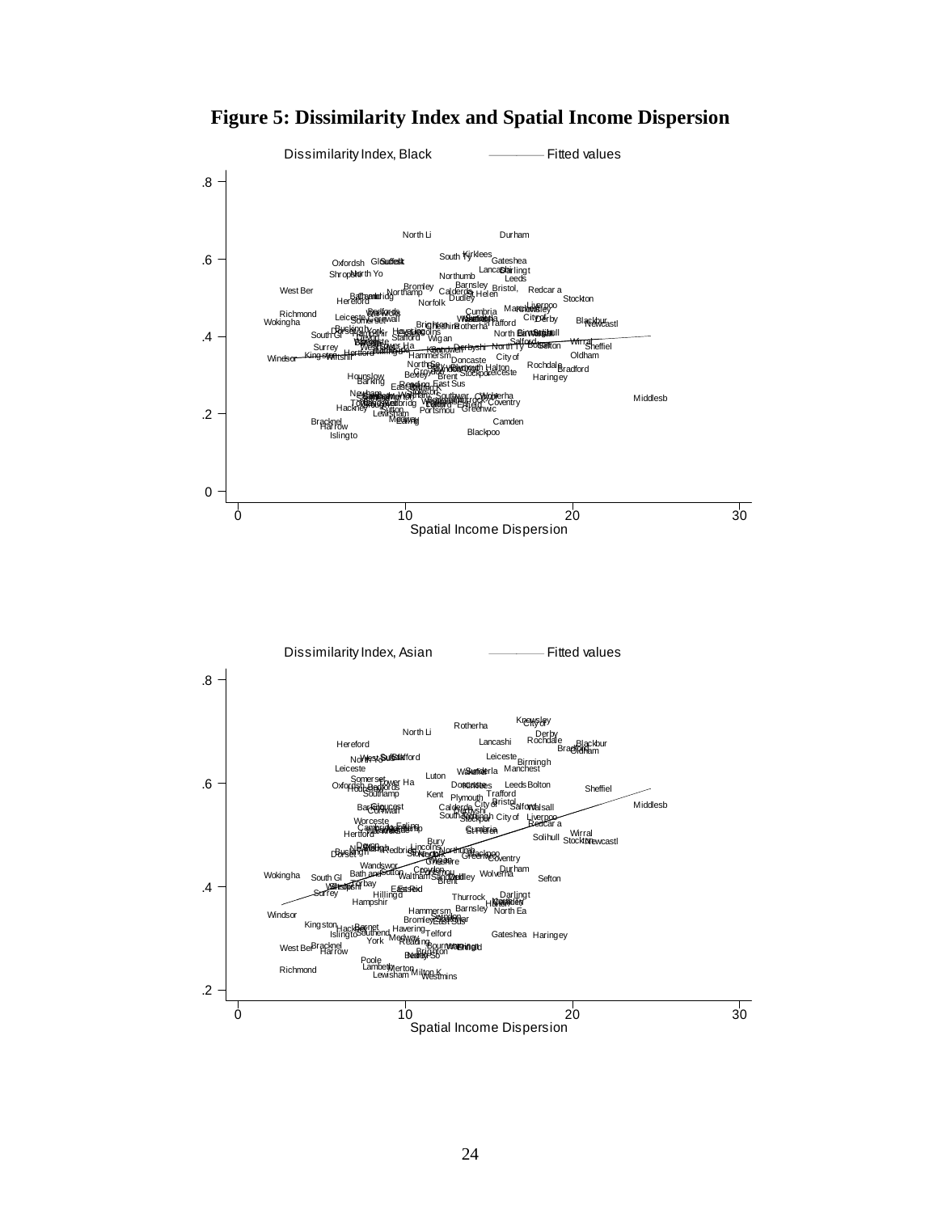**Figure 5: Dissimilarity Index and Spatial Income Dispersion**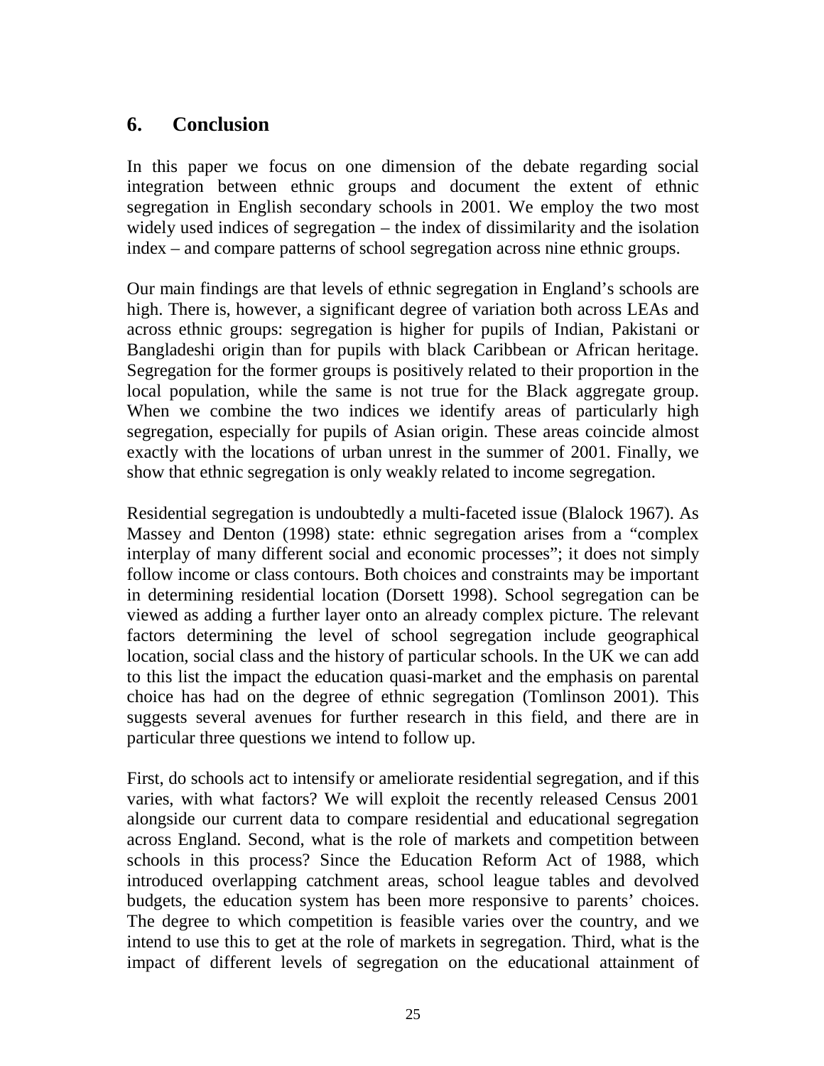## 6. Conclusion

In this paper we focus on one dimension of the debate regarding social integration between ethnic groups and document the extent of ethnic segregation in English secondary schools in 2001. We employ the two most widely used indices of segregation – the index of dissimilarity and the isolation index – and compare patterns of school segregation across nine ethnic groups.

Our main findings are that levels of ethnic segregation in England's schools are high. There is, however, a significant degree of variation both across LEAs and across ethnic groups: segregation is higher for pupils of Indian, Pakistani or Bangladeshi origin than for pupils with black Caribbean or African heritage. Segregation for the former groups is positively related to their proportion in the local population, while the same is not true for the Black aggregate group. When we combine the two indices we identify areas of particularly high segregation, especially for pupils of Asian origin. These areas coincide almost exactly with the locations of urban unrest in the summer of 2001. Finally, we show that ethnic segregation is only weakly related to income segregation.

Residential segregation is undoubtedly a multi-faceted issue (Blalock 1967). As Massey and Denton (1998) state: ethnic segregation arises from a "complex interplay of many different social and economic processes"; it does not simply follow income or class contours. Both choices and constraints may be important in determining residential location (Dorsett 1998). School segregation can be viewed as adding a further layer onto an already complex picture. The relevant factors determining the level of school segregation include geographical location, social class and the history of particular schools. In the UK we can add to this list the impact the education quasi-market and the emphasis on parental choice has had on the degree of ethnic segregation (Tomlinson 2001). This suggests several avenues for further research in this field, and there are in particular three questions we intend to follow up.

First, do schools act to intensify or ameliorate residential segregation, and if this varies, with what factors? We will exploit the recently released Census 2001 alongside our current data to compare residential and educational segregation across England. Second, what is the role of markets and competition between schools in this process? Since the Education Reform Act of 1988, which introduced overlapping catchment areas, school league tables and devolved budgets, the education system has been more responsive to parents' choices. The degree to which competition is feasible varies over the country, and we intend to use this to get at the role of markets in segregation. Third, what is the impact of different levels of segregation on the educational attainment of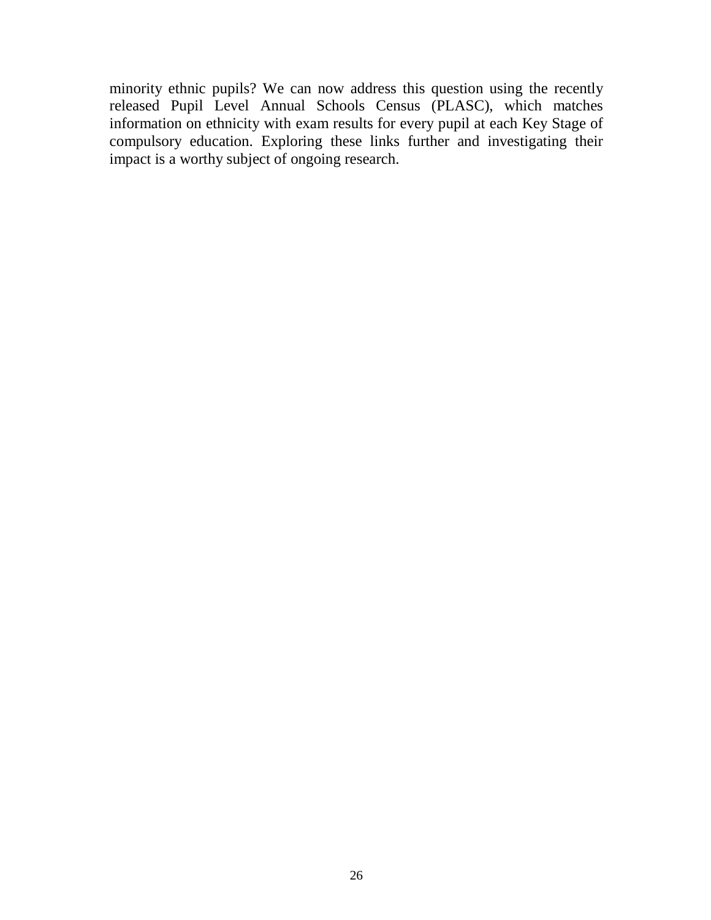minority ethnic pupils? We can now address this question using the recently released Pupil Level Annual Schools Census (PLASC), which matches information on ethnicity with exam results for every pupil at each Key Stage of compulsory education. Exploring these links further and investigating their impact is a worthy subject of ongoing research.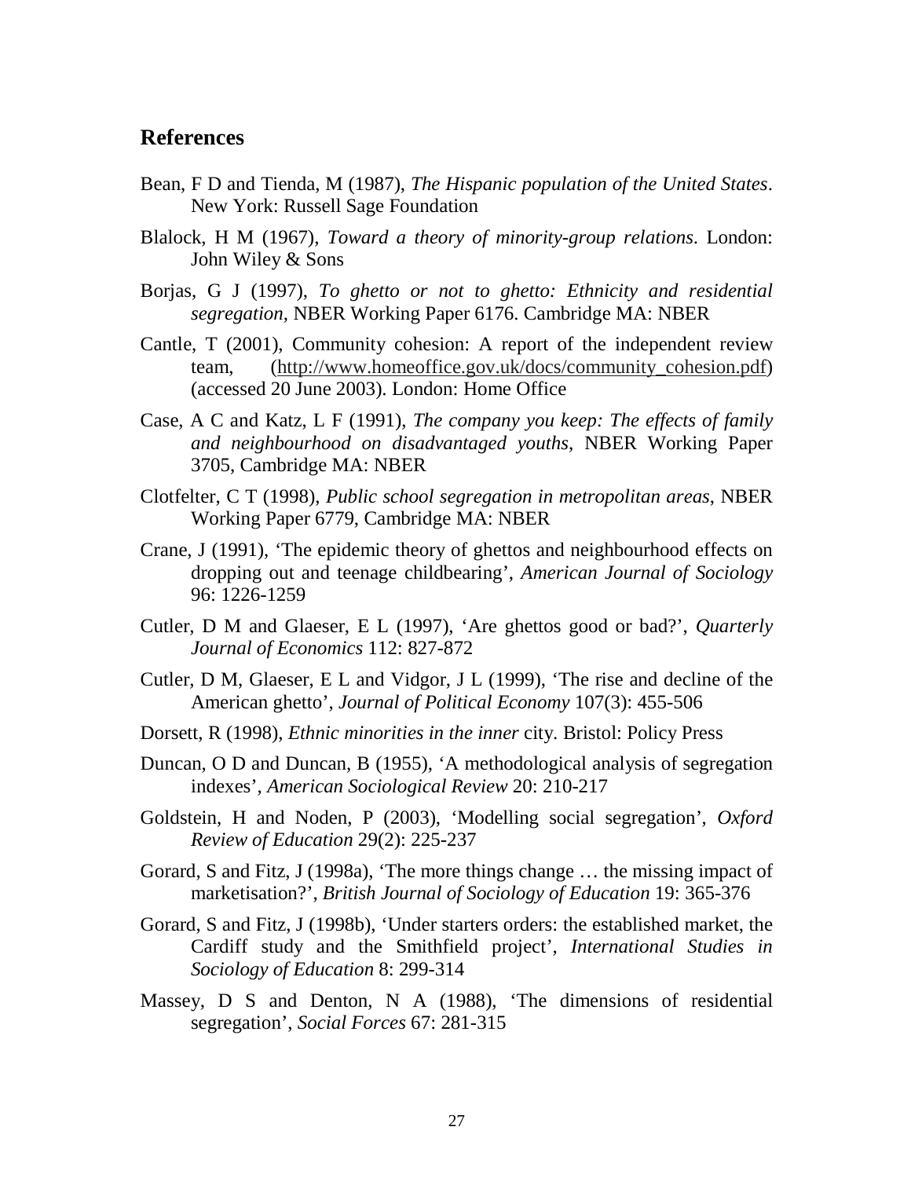## References

Bean, F D and Tienda, M (1987), *The Hispanic population of the United States*. New York: Russell Sage Foundation

Blalock, H M (1967), *Toward a theory of minority-group relations*. London: John Wiley & Sons

Borjas, G J (1997), *To ghetto or not to ghetto: Ethnicity and residential segregation*, NBER Working Paper 6176. Cambridge MA: NBER

Cantle, T (2001), Community cohesion: A report of the independent review team, (http://www.homeoffice.gov.uk/docs/community_cohesion.pdf) (accessed 20 June 2003). London: Home Office

Case, A C and Katz, L F (1991), *The company you keep: The effects of family and neighbourhood on disadvantaged youths*, NBER Working Paper 3705, Cambridge MA: NBER

Clotfelter, C T (1998), *Public school segregation in metropolitan areas*, NBER Working Paper 6779, Cambridge MA: NBER

Crane, J (1991), 'The epidemic theory of ghettos and neighbourhood effects on dropping out and teenage childbearing', *American Journal of Sociology* 96: 1226-1259

Cutler, D M and Glaeser, E L (1997), 'Are ghettos good or bad?', *Quarterly Journal of Economics* 112: 827-872

Cutler, D M, Glaeser, E L and Vidgor, J L (1999), 'The rise and decline of the American ghetto', *Journal of Political Economy* 107(3): 455-506

Dorsett, R (1998), *Ethnic minorities in the inner* city. Bristol: Policy Press

Duncan, O D and Duncan, B (1955), 'A methodological analysis of segregation indexes', *American Sociological Review* 20: 210-217

Goldstein, H and Noden, P (2003), 'Modelling social segregation', *Oxford Review of Education* 29(2): 225-237

Gorard, S and Fitz, J (1998a), 'The more things change … the missing impact of marketisation?', *British Journal of Sociology of Education* 19: 365-376

Gorard, S and Fitz, J (1998b), 'Under starters orders: the established market, the Cardiff study and the Smithfield project', *International Studies in Sociology of Education* 8: 299-314

Massey, D S and Denton, N A (1988), 'The dimensions of residential segregation', *Social Forces* 67: 281-315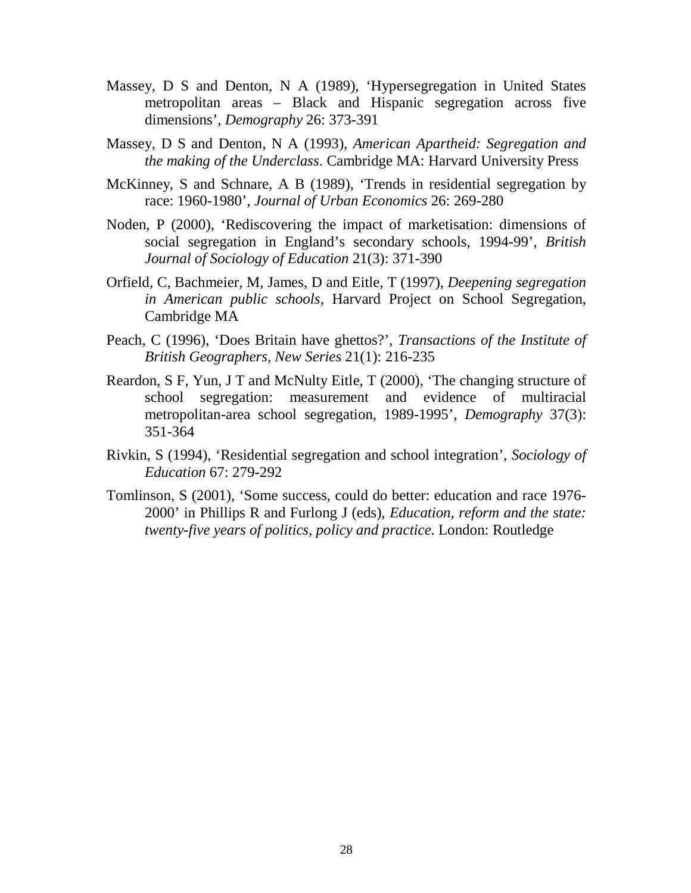Massey, D S and Denton, N A (1989), 'Hypersegregation in United States metropolitan areas – Black and Hispanic segregation across five dimensions', *Demography* 26: 373-391

Massey, D S and Denton, N A (1993), *American Apartheid: Segregation and the making of the Underclass*. Cambridge MA: Harvard University Press

McKinney, S and Schnare, A B (1989), 'Trends in residential segregation by race: 1960-1980', *Journal of Urban Economics* 26: 269-280

Noden, P (2000), 'Rediscovering the impact of marketisation: dimensions of social segregation in England's secondary schools, 1994-99', *British Journal of Sociology of Education* 21(3): 371-390

Orfield, C, Bachmeier, M, James, D and Eitle, T (1997), *Deepening segregation in American public schools*, Harvard Project on School Segregation, Cambridge MA

Peach, C (1996), 'Does Britain have ghettos?', *Transactions of the Institute of British Geographers, New Series* 21(1): 216-235

Reardon, S F, Yun, J T and McNulty Eitle, T (2000), 'The changing structure of school segregation: measurement and evidence of multiracial metropolitan-area school segregation, 1989-1995', *Demography* 37(3): 351-364

Rivkin, S (1994), 'Residential segregation and school integration', *Sociology of Education* 67: 279-292

Tomlinson, S (2001), 'Some success, could do better: education and race 1976-2000' in Phillips R and Furlong J (eds), *Education, reform and the state: twenty-five years of politics, policy and practice*. London: Routledge